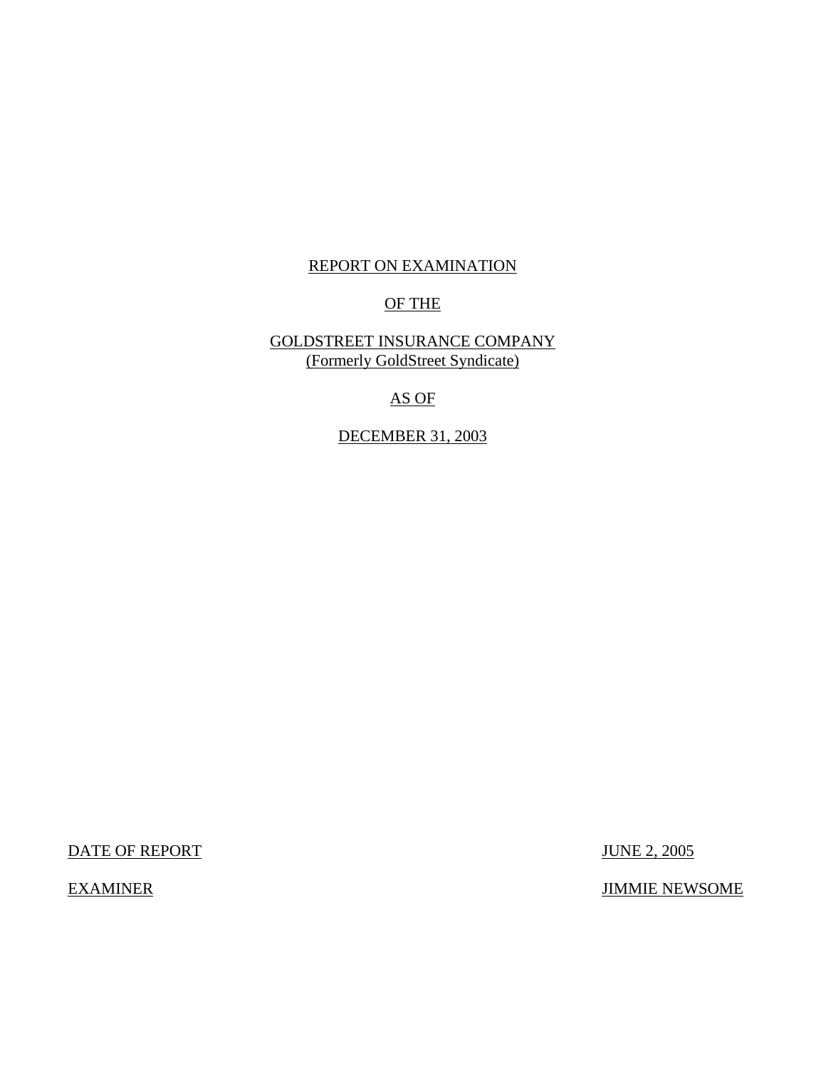# REPORT ON EXAMINATION

OF THE

GOLDSTREET INSURANCE COMPANY
(Formerly GoldStreet Syndicate)

AS OF

DECEMBER 31, 2003

DATE OF REPORT JUNE 2, 2005

EXAMINER JIMMIE NEWSOME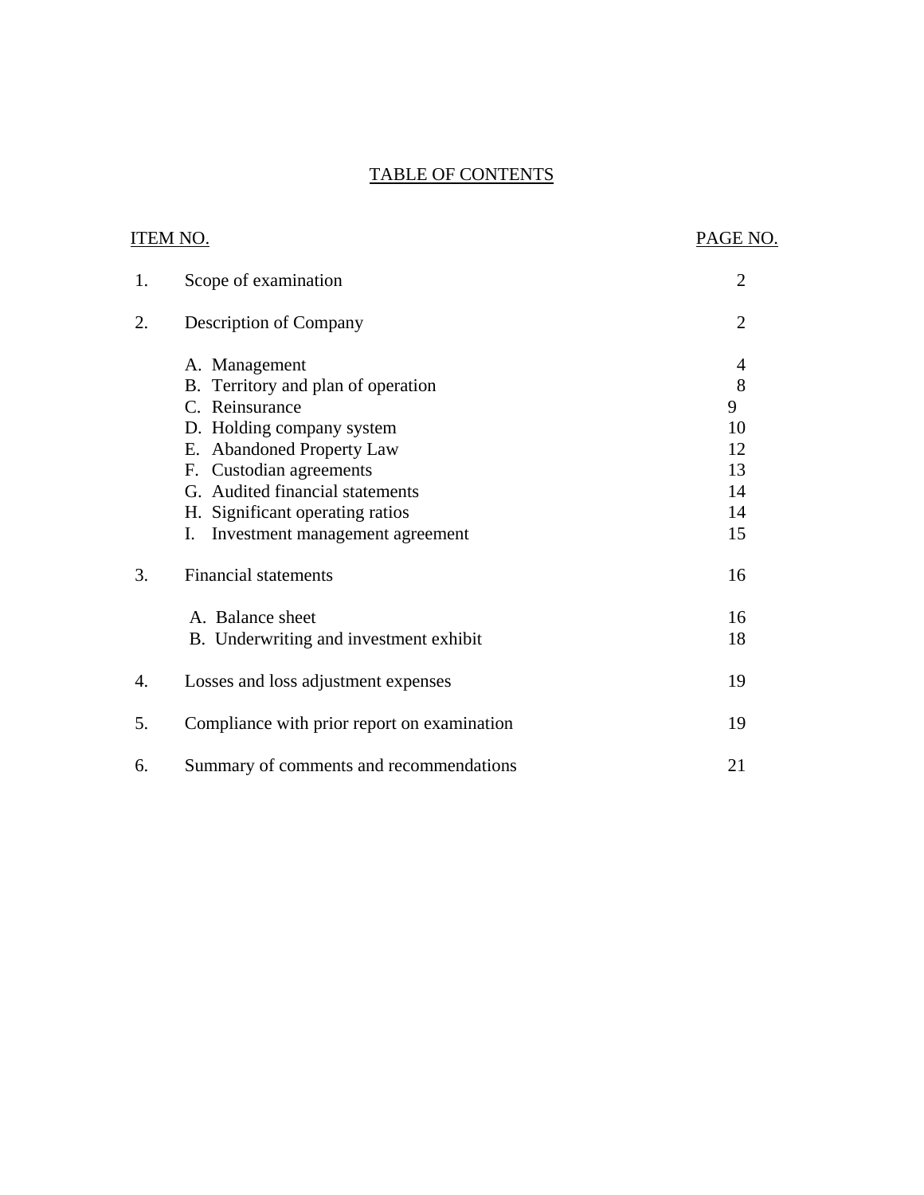# TABLE OF CONTENTS

| ITEM NO. | | PAGE NO. |
|---|---|---|
| 1. | Scope of examination | 2 |
| 2. | Description of Company | 2 |
| | A. Management | 4 |
| | B. Territory and plan of operation | 8 |
| | C. Reinsurance | 9 |
| | D. Holding company system | 10 |
| | E. Abandoned Property Law | 12 |
| | F. Custodian agreements | 13 |
| | G. Audited financial statements | 14 |
| | H. Significant operating ratios | 14 |
| | I. Investment management agreement | 15 |
| 3. | Financial statements | 16 |
| | A. Balance sheet | 16 |
| | B. Underwriting and investment exhibit | 18 |
| 4. | Losses and loss adjustment expenses | 19 |
| 5. | Compliance with prior report on examination | 19 |
| 6. | Summary of comments and recommendations | 21 |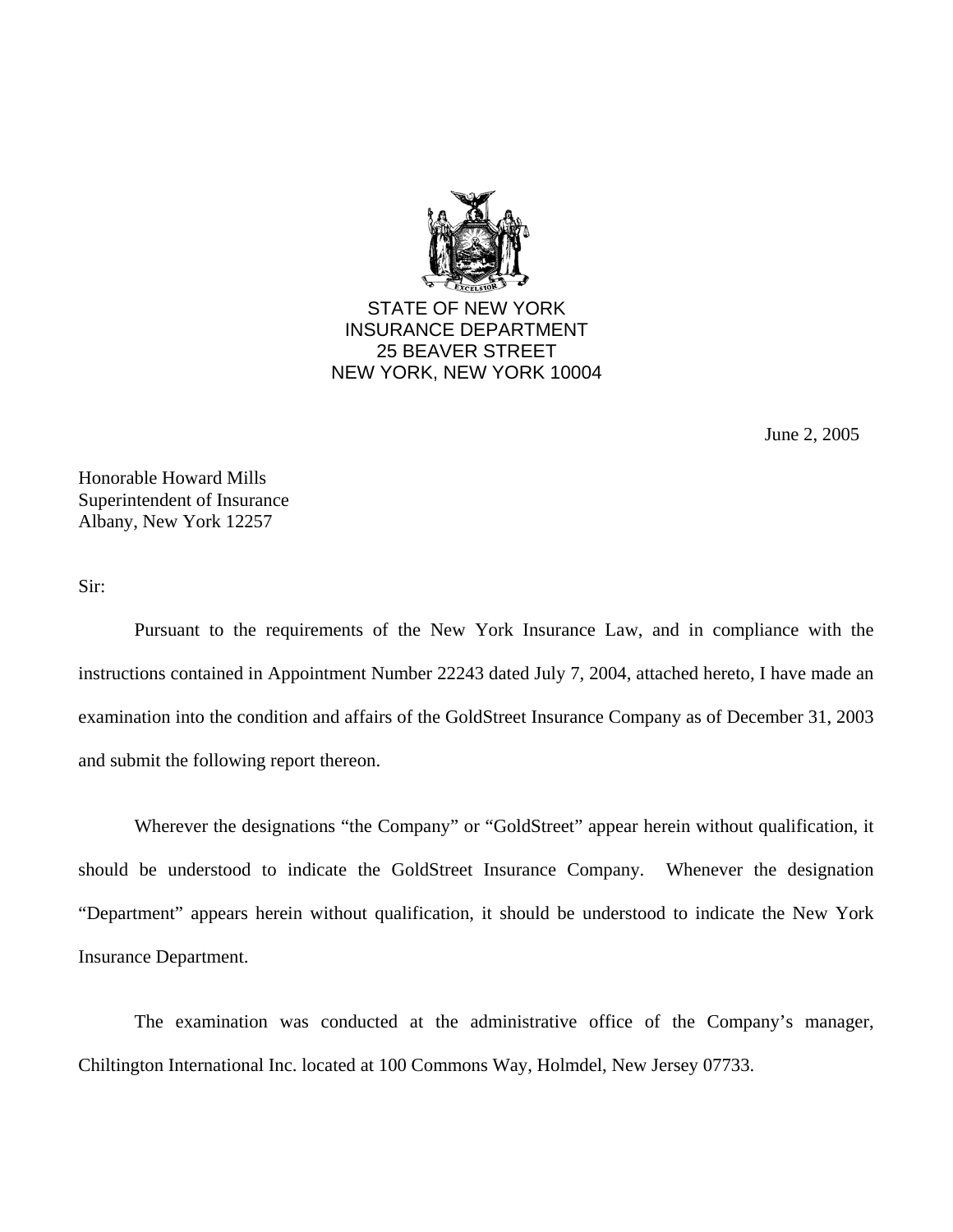STATE OF NEW YORK
INSURANCE DEPARTMENT
25 BEAVER STREET
NEW YORK, NEW YORK 10004

June 2, 2005

Honorable Howard Mills
Superintendent of Insurance
Albany, New York 12257

Sir:

Pursuant to the requirements of the New York Insurance Law, and in compliance with the instructions contained in Appointment Number 22243 dated July 7, 2004, attached hereto, I have made an examination into the condition and affairs of the GoldStreet Insurance Company as of December 31, 2003 and submit the following report thereon.

Wherever the designations "the Company" or "GoldStreet" appear herein without qualification, it should be understood to indicate the GoldStreet Insurance Company. Whenever the designation "Department" appears herein without qualification, it should be understood to indicate the New York Insurance Department.

The examination was conducted at the administrative office of the Company's manager, Chiltington International Inc. located at 100 Commons Way, Holmdel, New Jersey 07733.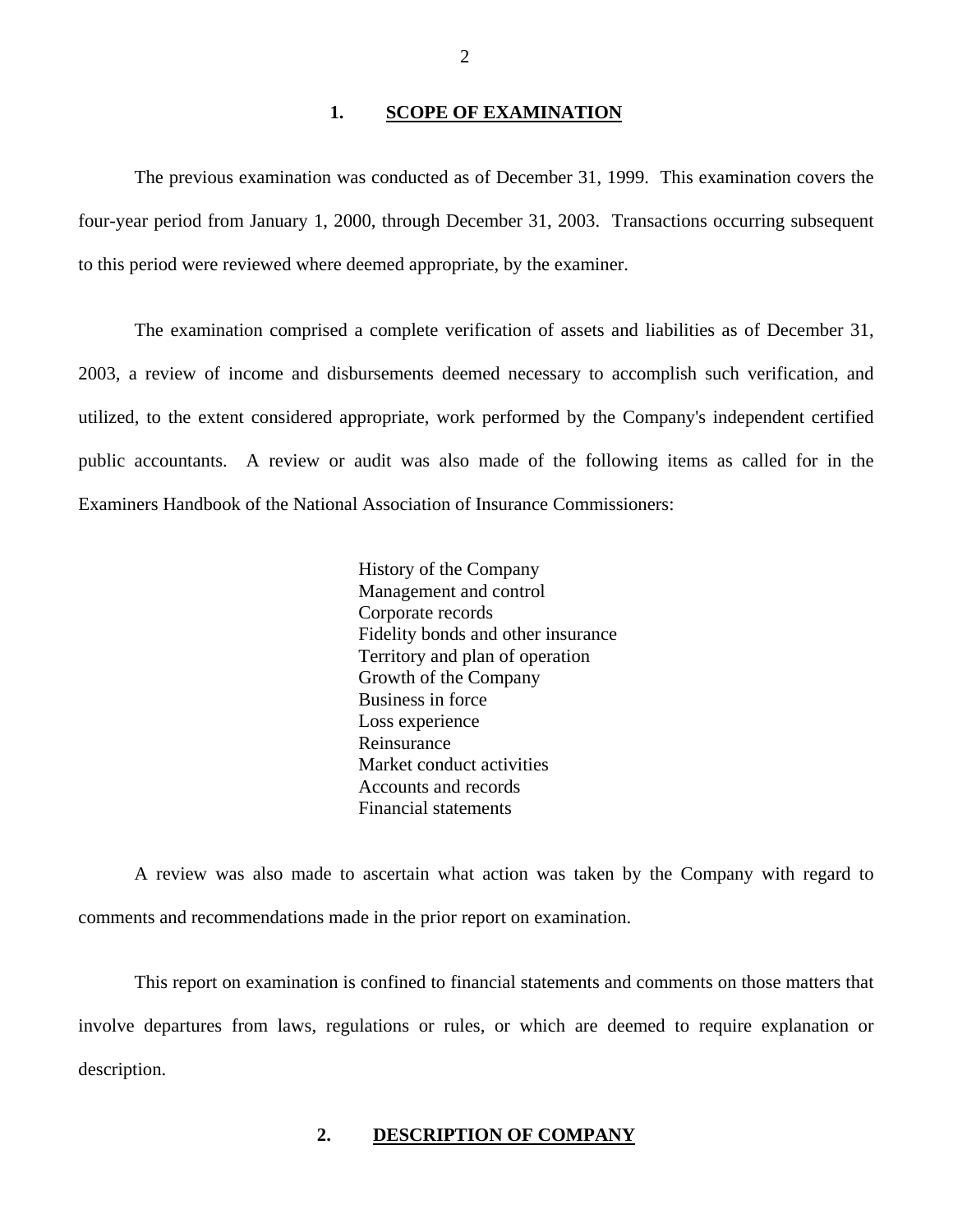## 1. SCOPE OF EXAMINATION

The previous examination was conducted as of December 31, 1999. This examination covers the four-year period from January 1, 2000, through December 31, 2003. Transactions occurring subsequent to this period were reviewed where deemed appropriate, by the examiner.

The examination comprised a complete verification of assets and liabilities as of December 31, 2003, a review of income and disbursements deemed necessary to accomplish such verification, and utilized, to the extent considered appropriate, work performed by the Company's independent certified public accountants. A review or audit was also made of the following items as called for in the Examiners Handbook of the National Association of Insurance Commissioners:

- History of the Company
- Management and control
- Corporate records
- Fidelity bonds and other insurance
- Territory and plan of operation
- Growth of the Company
- Business in force
- Loss experience
- Reinsurance
- Market conduct activities
- Accounts and records
- Financial statements

A review was also made to ascertain what action was taken by the Company with regard to comments and recommendations made in the prior report on examination.

This report on examination is confined to financial statements and comments on those matters that involve departures from laws, regulations or rules, or which are deemed to require explanation or description.

## 2. DESCRIPTION OF COMPANY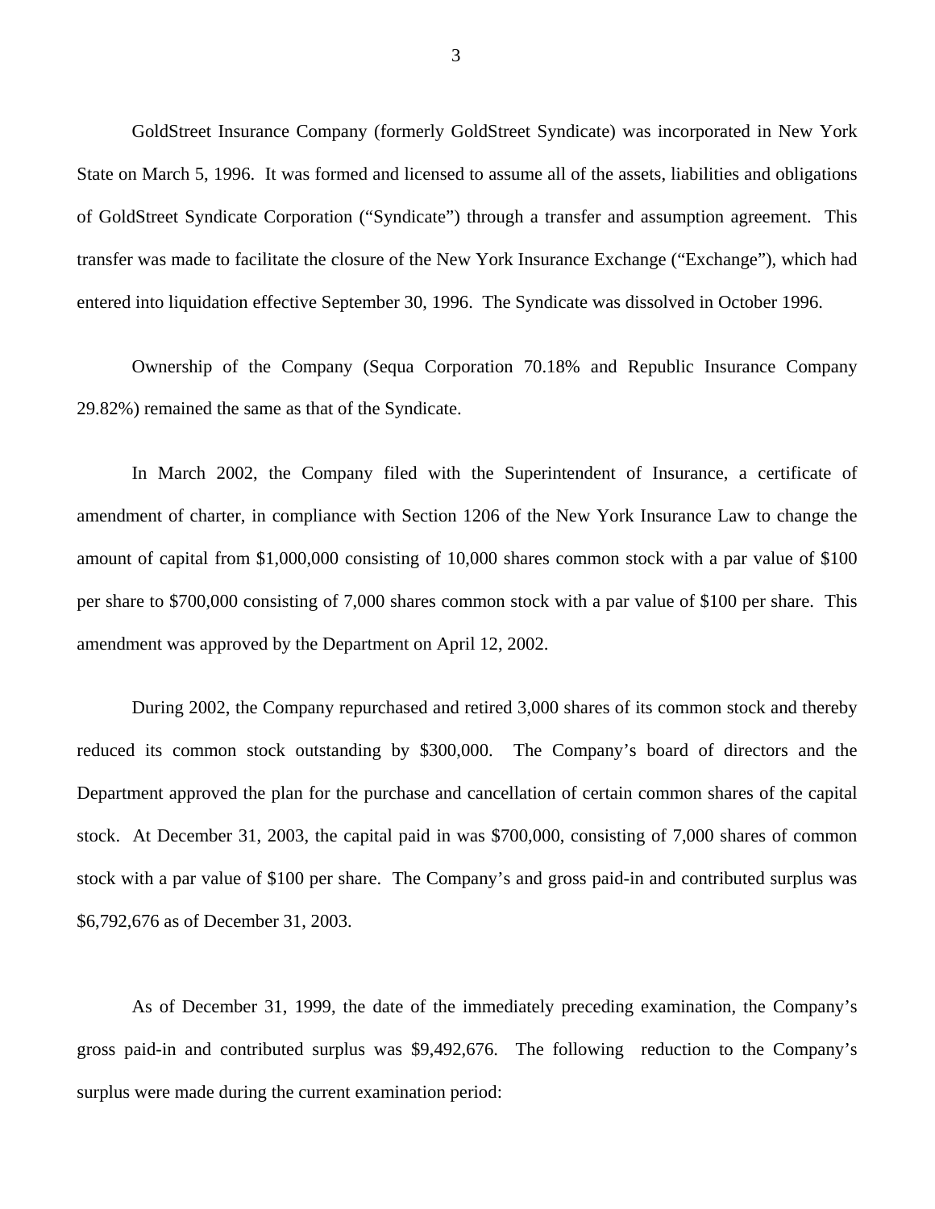GoldStreet Insurance Company (formerly GoldStreet Syndicate) was incorporated in New York State on March 5, 1996. It was formed and licensed to assume all of the assets, liabilities and obligations of GoldStreet Syndicate Corporation ("Syndicate") through a transfer and assumption agreement. This transfer was made to facilitate the closure of the New York Insurance Exchange ("Exchange"), which had entered into liquidation effective September 30, 1996. The Syndicate was dissolved in October 1996.

Ownership of the Company (Sequa Corporation 70.18% and Republic Insurance Company 29.82%) remained the same as that of the Syndicate.

In March 2002, the Company filed with the Superintendent of Insurance, a certificate of amendment of charter, in compliance with Section 1206 of the New York Insurance Law to change the amount of capital from $1,000,000 consisting of 10,000 shares common stock with a par value of $100 per share to $700,000 consisting of 7,000 shares common stock with a par value of $100 per share. This amendment was approved by the Department on April 12, 2002.

During 2002, the Company repurchased and retired 3,000 shares of its common stock and thereby reduced its common stock outstanding by $300,000. The Company's board of directors and the Department approved the plan for the purchase and cancellation of certain common shares of the capital stock. At December 31, 2003, the capital paid in was $700,000, consisting of 7,000 shares of common stock with a par value of $100 per share. The Company's and gross paid-in and contributed surplus was $6,792,676 as of December 31, 2003.

As of December 31, 1999, the date of the immediately preceding examination, the Company's gross paid-in and contributed surplus was $9,492,676. The following reduction to the Company's surplus were made during the current examination period: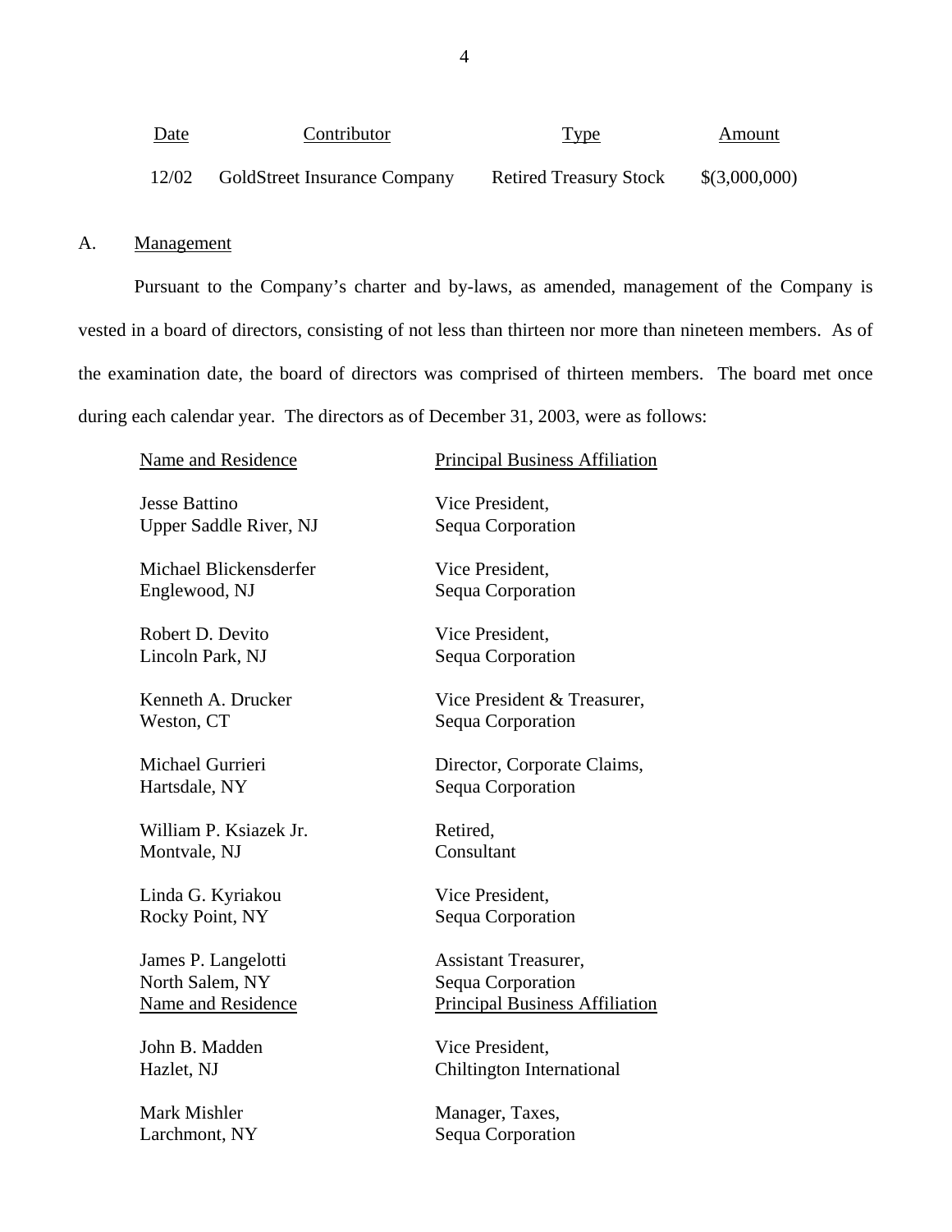| Date | Contributor | Type | Amount |
|---|---|---|---|
| 12/02 | GoldStreet Insurance Company | Retired Treasury Stock | $(3,000,000) |

A. Management

Pursuant to the Company's charter and by-laws, as amended, management of the Company is vested in a board of directors, consisting of not less than thirteen nor more than nineteen members. As of the examination date, the board of directors was comprised of thirteen members. The board met once during each calendar year. The directors as of December 31, 2003, were as follows:

| Name and Residence | Principal Business Affiliation |
|---|---|
| Jesse Battino<br>Upper Saddle River, NJ | Vice President,<br>Sequa Corporation |
| Michael Blickensderfer<br>Englewood, NJ | Vice President,<br>Sequa Corporation |
| Robert D. Devito<br>Lincoln Park, NJ | Vice President,<br>Sequa Corporation |
| Kenneth A. Drucker<br>Weston, CT | Vice President & Treasurer,<br>Sequa Corporation |
| Michael Gurrieri<br>Hartsdale, NY | Director, Corporate Claims,<br>Sequa Corporation |
| William P. Ksiazek Jr.<br>Montvale, NJ | Retired,<br>Consultant |
| Linda G. Kyriakou<br>Rocky Point, NY | Vice President,<br>Sequa Corporation |
| James P. Langelotti<br>North Salem, NY | Assistant Treasurer,<br>Sequa Corporation |
| John B. Madden<br>Hazlet, NJ | Vice President,<br>Chiltington International |
| Mark Mishler<br>Larchmont, NY | Manager, Taxes,<br>Sequa Corporation |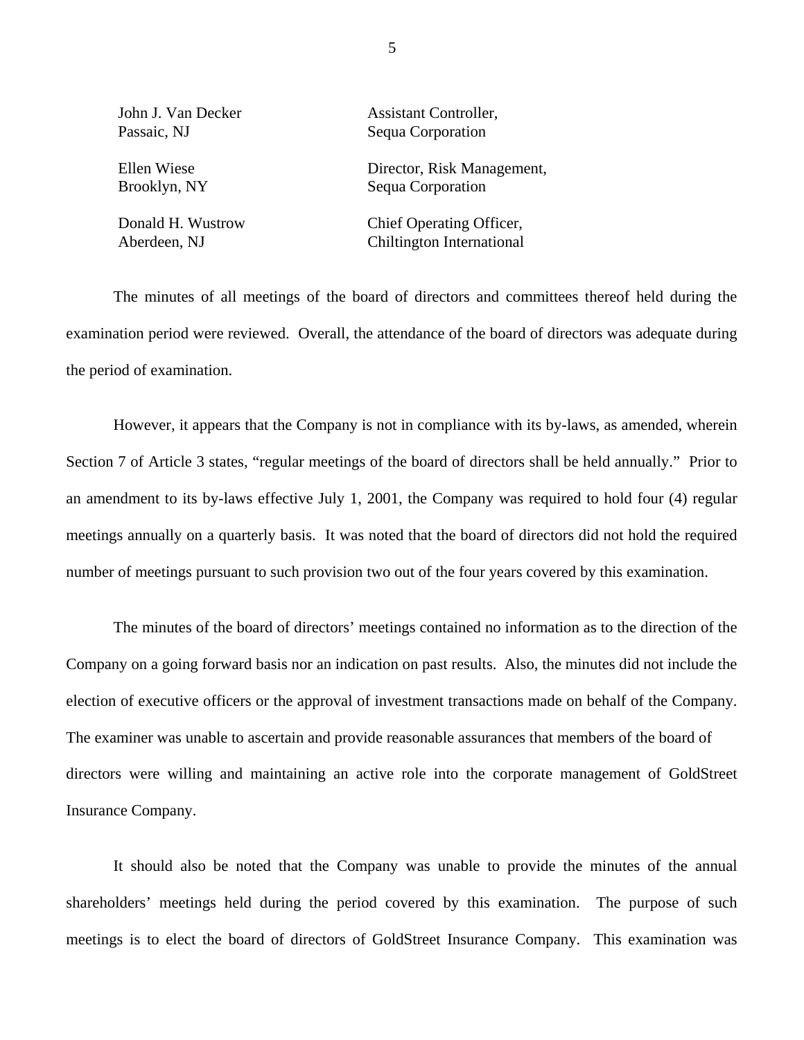| | |
|---|---|
| John J. Van Decker<br>Passaic, NJ | Assistant Controller,<br>Sequa Corporation |
| Ellen Wiese<br>Brooklyn, NY | Director, Risk Management,<br>Sequa Corporation |
| Donald H. Wustrow<br>Aberdeen, NJ | Chief Operating Officer,<br>Chiltington International |

The minutes of all meetings of the board of directors and committees thereof held during the examination period were reviewed. Overall, the attendance of the board of directors was adequate during the period of examination.

However, it appears that the Company is not in compliance with its by-laws, as amended, wherein Section 7 of Article 3 states, "regular meetings of the board of directors shall be held annually." Prior to an amendment to its by-laws effective July 1, 2001, the Company was required to hold four (4) regular meetings annually on a quarterly basis. It was noted that the board of directors did not hold the required number of meetings pursuant to such provision two out of the four years covered by this examination.

The minutes of the board of directors' meetings contained no information as to the direction of the Company on a going forward basis nor an indication on past results. Also, the minutes did not include the election of executive officers or the approval of investment transactions made on behalf of the Company. The examiner was unable to ascertain and provide reasonable assurances that members of the board of directors were willing and maintaining an active role into the corporate management of GoldStreet Insurance Company.

It should also be noted that the Company was unable to provide the minutes of the annual shareholders' meetings held during the period covered by this examination. The purpose of such meetings is to elect the board of directors of GoldStreet Insurance Company. This examination was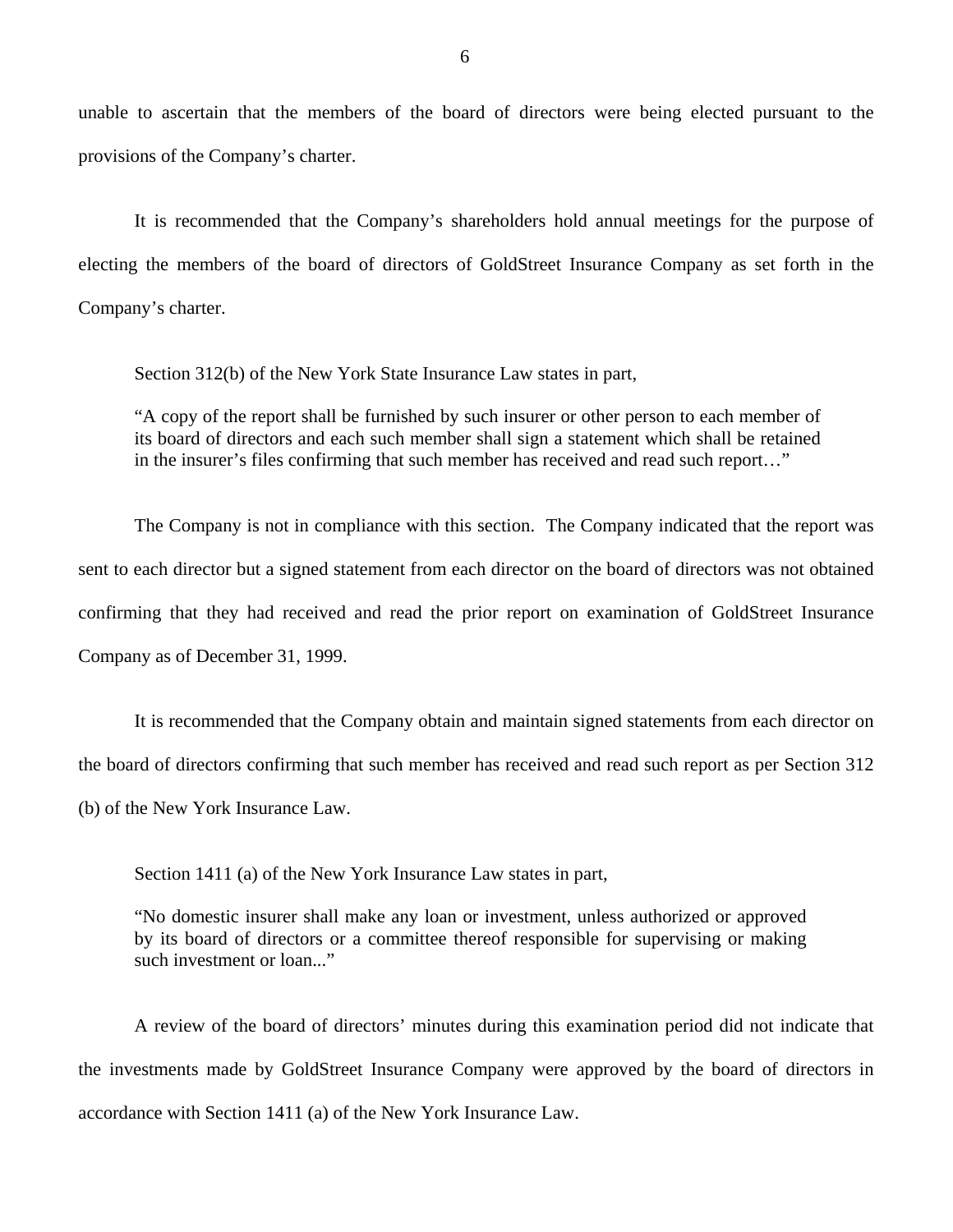unable to ascertain that the members of the board of directors were being elected pursuant to the provisions of the Company's charter.

It is recommended that the Company's shareholders hold annual meetings for the purpose of electing the members of the board of directors of GoldStreet Insurance Company as set forth in the Company's charter.

Section 312(b) of the New York State Insurance Law states in part,

> "A copy of the report shall be furnished by such insurer or other person to each member of its board of directors and each such member shall sign a statement which shall be retained in the insurer's files confirming that such member has received and read such report…"

The Company is not in compliance with this section. The Company indicated that the report was sent to each director but a signed statement from each director on the board of directors was not obtained confirming that they had received and read the prior report on examination of GoldStreet Insurance Company as of December 31, 1999.

It is recommended that the Company obtain and maintain signed statements from each director on the board of directors confirming that such member has received and read such report as per Section 312 (b) of the New York Insurance Law.

Section 1411 (a) of the New York Insurance Law states in part,

> "No domestic insurer shall make any loan or investment, unless authorized or approved by its board of directors or a committee thereof responsible for supervising or making such investment or loan..."

A review of the board of directors' minutes during this examination period did not indicate that the investments made by GoldStreet Insurance Company were approved by the board of directors in accordance with Section 1411 (a) of the New York Insurance Law.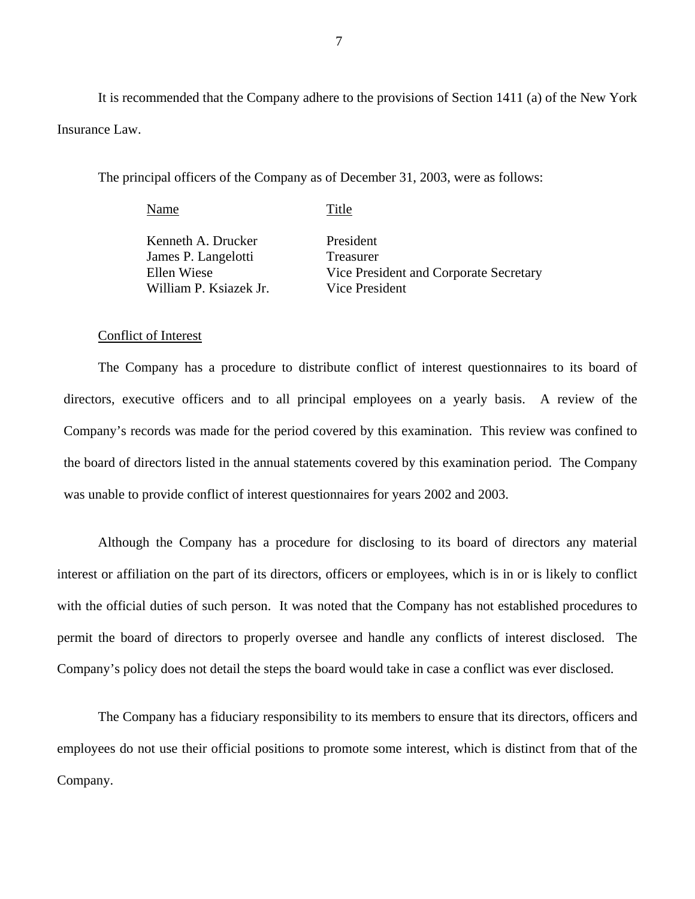It is recommended that the Company adhere to the provisions of Section 1411 (a) of the New York Insurance Law.

The principal officers of the Company as of December 31, 2003, were as follows:

| Name | Title |
| --- | --- |
| Kenneth A. Drucker | President |
| James P. Langelotti | Treasurer |
| Ellen Wiese | Vice President and Corporate Secretary |
| William P. Ksiazek Jr. | Vice President |

Conflict of Interest

The Company has a procedure to distribute conflict of interest questionnaires to its board of directors, executive officers and to all principal employees on a yearly basis. A review of the Company's records was made for the period covered by this examination. This review was confined to the board of directors listed in the annual statements covered by this examination period. The Company was unable to provide conflict of interest questionnaires for years 2002 and 2003.

Although the Company has a procedure for disclosing to its board of directors any material interest or affiliation on the part of its directors, officers or employees, which is in or is likely to conflict with the official duties of such person. It was noted that the Company has not established procedures to permit the board of directors to properly oversee and handle any conflicts of interest disclosed. The Company's policy does not detail the steps the board would take in case a conflict was ever disclosed.

The Company has a fiduciary responsibility to its members to ensure that its directors, officers and employees do not use their official positions to promote some interest, which is distinct from that of the Company.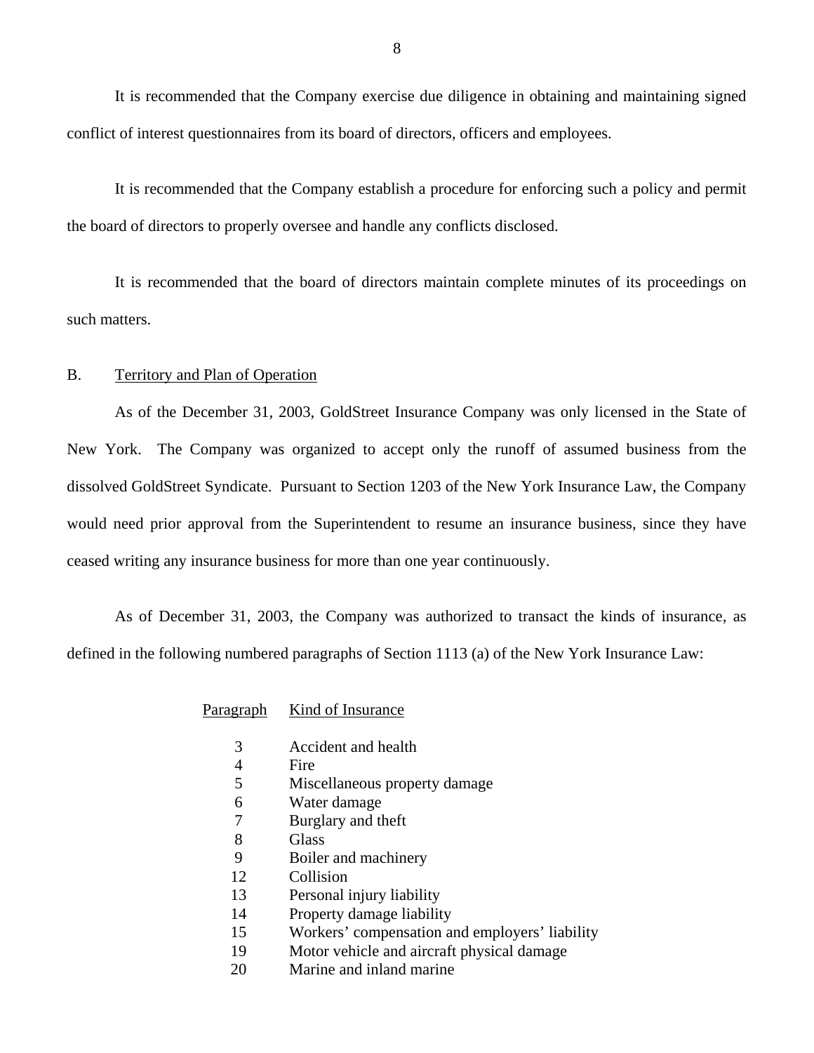It is recommended that the Company exercise due diligence in obtaining and maintaining signed conflict of interest questionnaires from its board of directors, officers and employees.

It is recommended that the Company establish a procedure for enforcing such a policy and permit the board of directors to properly oversee and handle any conflicts disclosed.

It is recommended that the board of directors maintain complete minutes of its proceedings on such matters.

## B. Territory and Plan of Operation

As of the December 31, 2003, GoldStreet Insurance Company was only licensed in the State of New York. The Company was organized to accept only the runoff of assumed business from the dissolved GoldStreet Syndicate. Pursuant to Section 1203 of the New York Insurance Law, the Company would need prior approval from the Superintendent to resume an insurance business, since they have ceased writing any insurance business for more than one year continuously.

As of December 31, 2003, the Company was authorized to transact the kinds of insurance, as defined in the following numbered paragraphs of Section 1113 (a) of the New York Insurance Law:

| Paragraph | Kind of Insurance |
|---|---|
| 3 | Accident and health |
| 4 | Fire |
| 5 | Miscellaneous property damage |
| 6 | Water damage |
| 7 | Burglary and theft |
| 8 | Glass |
| 9 | Boiler and machinery |
| 12 | Collision |
| 13 | Personal injury liability |
| 14 | Property damage liability |
| 15 | Workers' compensation and employers' liability |
| 19 | Motor vehicle and aircraft physical damage |
| 20 | Marine and inland marine |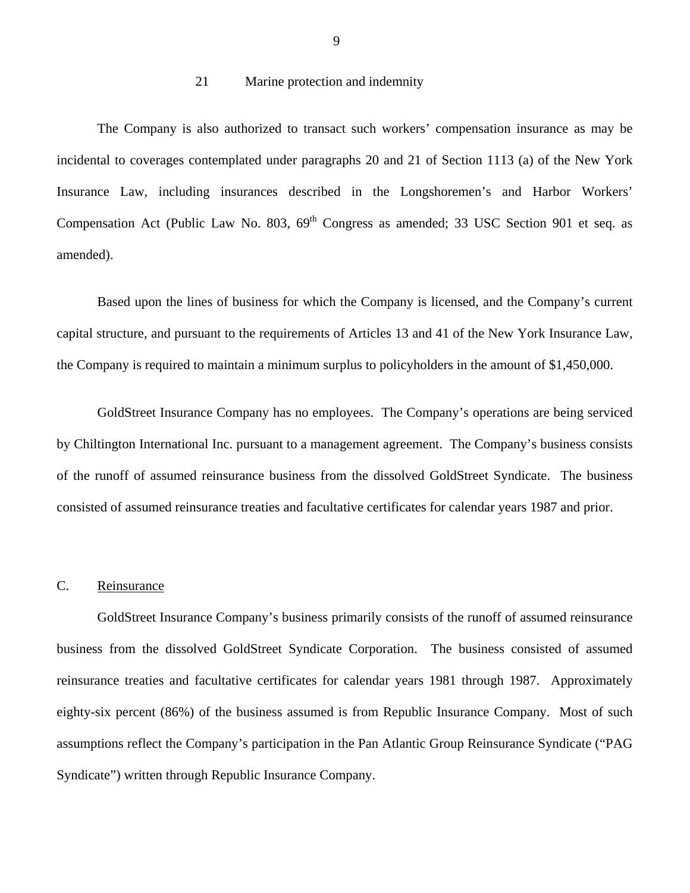21 Marine protection and indemnity

The Company is also authorized to transact such workers' compensation insurance as may be incidental to coverages contemplated under paragraphs 20 and 21 of Section 1113 (a) of the New York Insurance Law, including insurances described in the Longshoremen's and Harbor Workers' Compensation Act (Public Law No. 803, 69th Congress as amended; 33 USC Section 901 et seq. as amended).

Based upon the lines of business for which the Company is licensed, and the Company's current capital structure, and pursuant to the requirements of Articles 13 and 41 of the New York Insurance Law, the Company is required to maintain a minimum surplus to policyholders in the amount of $1,450,000.

GoldStreet Insurance Company has no employees. The Company's operations are being serviced by Chiltington International Inc. pursuant to a management agreement. The Company's business consists of the runoff of assumed reinsurance business from the dissolved GoldStreet Syndicate. The business consisted of assumed reinsurance treaties and facultative certificates for calendar years 1987 and prior.

## C. Reinsurance

GoldStreet Insurance Company's business primarily consists of the runoff of assumed reinsurance business from the dissolved GoldStreet Syndicate Corporation. The business consisted of assumed reinsurance treaties and facultative certificates for calendar years 1981 through 1987. Approximately eighty-six percent (86%) of the business assumed is from Republic Insurance Company. Most of such assumptions reflect the Company's participation in the Pan Atlantic Group Reinsurance Syndicate ("PAG Syndicate") written through Republic Insurance Company.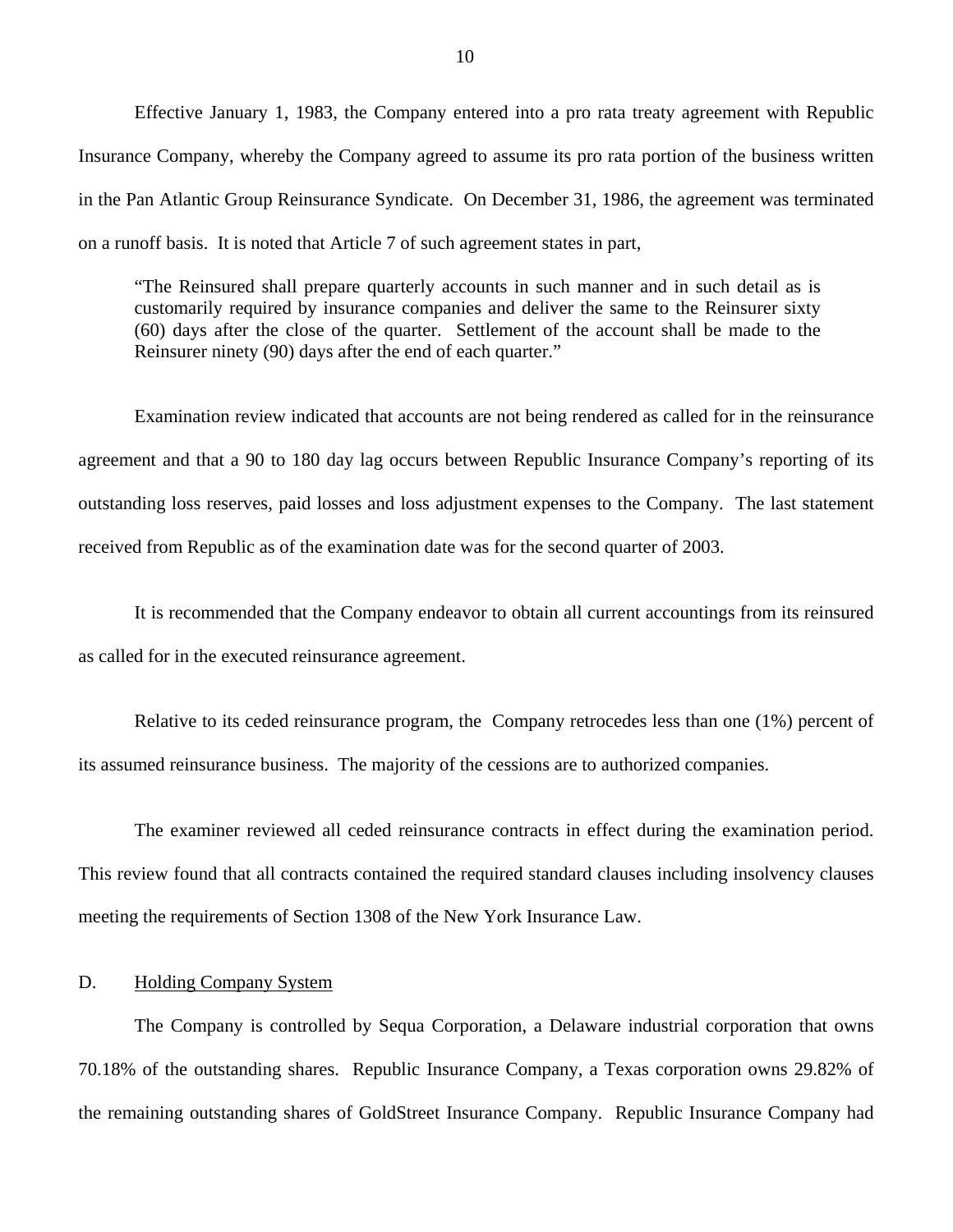Effective January 1, 1983, the Company entered into a pro rata treaty agreement with Republic Insurance Company, whereby the Company agreed to assume its pro rata portion of the business written in the Pan Atlantic Group Reinsurance Syndicate. On December 31, 1986, the agreement was terminated on a runoff basis. It is noted that Article 7 of such agreement states in part,

> "The Reinsured shall prepare quarterly accounts in such manner and in such detail as is customarily required by insurance companies and deliver the same to the Reinsurer sixty (60) days after the close of the quarter. Settlement of the account shall be made to the Reinsurer ninety (90) days after the end of each quarter."

Examination review indicated that accounts are not being rendered as called for in the reinsurance agreement and that a 90 to 180 day lag occurs between Republic Insurance Company's reporting of its outstanding loss reserves, paid losses and loss adjustment expenses to the Company. The last statement received from Republic as of the examination date was for the second quarter of 2003.

It is recommended that the Company endeavor to obtain all current accountings from its reinsured as called for in the executed reinsurance agreement.

Relative to its ceded reinsurance program, the Company retrocedes less than one (1%) percent of its assumed reinsurance business. The majority of the cessions are to authorized companies.

The examiner reviewed all ceded reinsurance contracts in effect during the examination period. This review found that all contracts contained the required standard clauses including insolvency clauses meeting the requirements of Section 1308 of the New York Insurance Law.

## D. Holding Company System

The Company is controlled by Sequa Corporation, a Delaware industrial corporation that owns 70.18% of the outstanding shares. Republic Insurance Company, a Texas corporation owns 29.82% of the remaining outstanding shares of GoldStreet Insurance Company. Republic Insurance Company had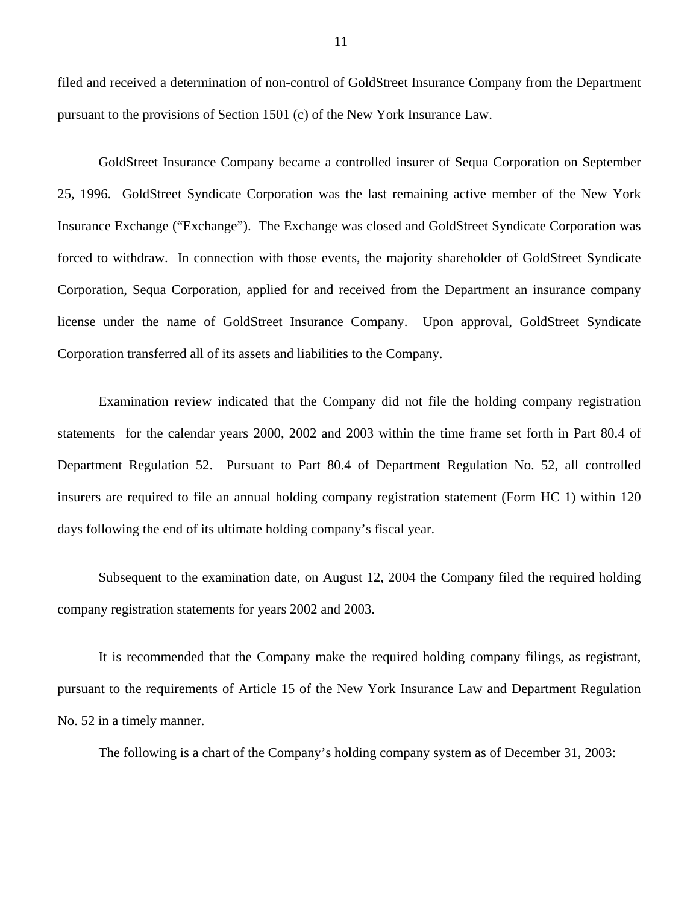filed and received a determination of non-control of GoldStreet Insurance Company from the Department pursuant to the provisions of Section 1501 (c) of the New York Insurance Law.

GoldStreet Insurance Company became a controlled insurer of Sequa Corporation on September 25, 1996. GoldStreet Syndicate Corporation was the last remaining active member of the New York Insurance Exchange ("Exchange"). The Exchange was closed and GoldStreet Syndicate Corporation was forced to withdraw. In connection with those events, the majority shareholder of GoldStreet Syndicate Corporation, Sequa Corporation, applied for and received from the Department an insurance company license under the name of GoldStreet Insurance Company. Upon approval, GoldStreet Syndicate Corporation transferred all of its assets and liabilities to the Company.

Examination review indicated that the Company did not file the holding company registration statements for the calendar years 2000, 2002 and 2003 within the time frame set forth in Part 80.4 of Department Regulation 52. Pursuant to Part 80.4 of Department Regulation No. 52, all controlled insurers are required to file an annual holding company registration statement (Form HC 1) within 120 days following the end of its ultimate holding company's fiscal year.

Subsequent to the examination date, on August 12, 2004 the Company filed the required holding company registration statements for years 2002 and 2003.

It is recommended that the Company make the required holding company filings, as registrant, pursuant to the requirements of Article 15 of the New York Insurance Law and Department Regulation No. 52 in a timely manner.

The following is a chart of the Company's holding company system as of December 31, 2003: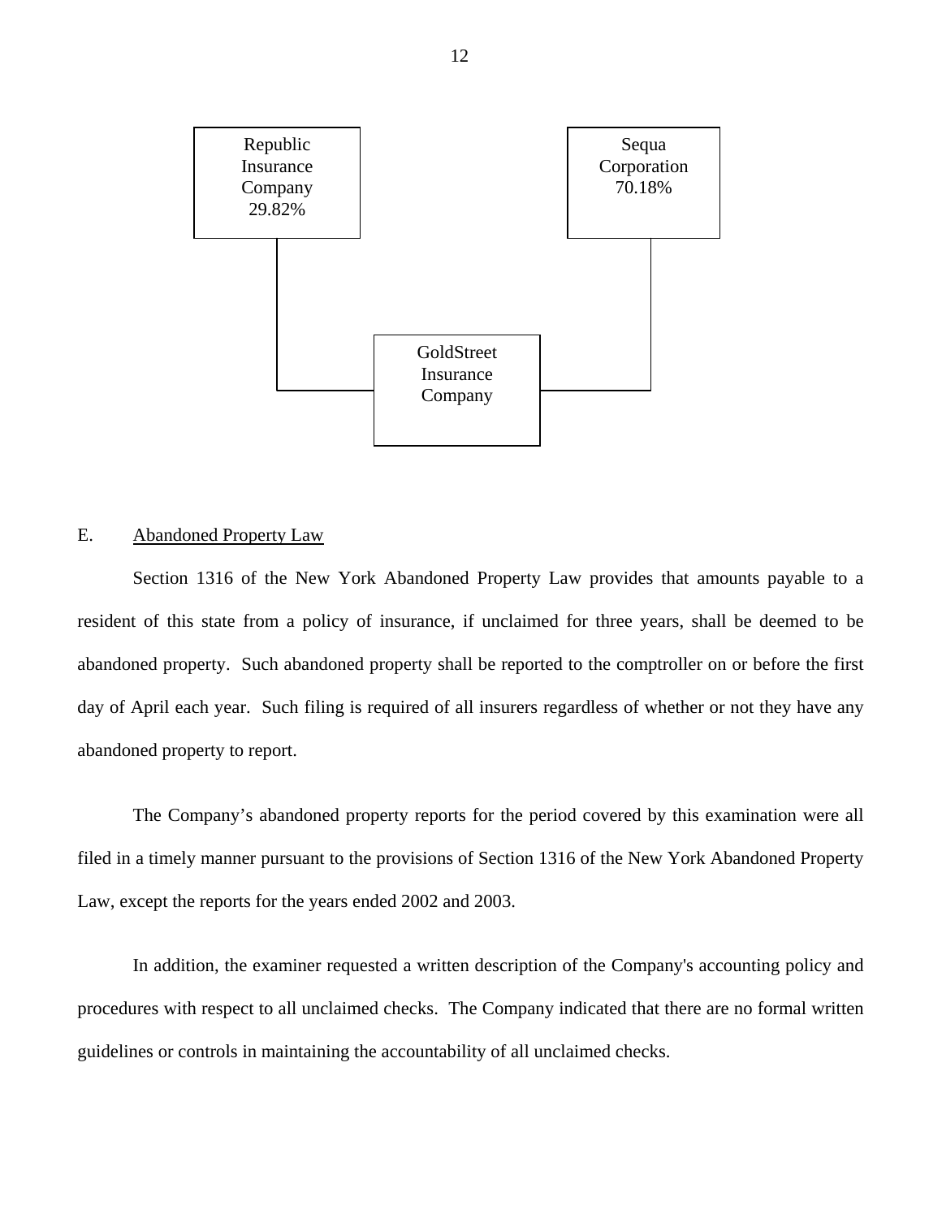Republic Insurance Company 29.82%

Sequa Corporation 70.18%

GoldStreet Insurance Company

E. Abandoned Property Law

Section 1316 of the New York Abandoned Property Law provides that amounts payable to a resident of this state from a policy of insurance, if unclaimed for three years, shall be deemed to be abandoned property. Such abandoned property shall be reported to the comptroller on or before the first day of April each year. Such filing is required of all insurers regardless of whether or not they have any abandoned property to report.

The Company's abandoned property reports for the period covered by this examination were all filed in a timely manner pursuant to the provisions of Section 1316 of the New York Abandoned Property Law, except the reports for the years ended 2002 and 2003.

In addition, the examiner requested a written description of the Company's accounting policy and procedures with respect to all unclaimed checks. The Company indicated that there are no formal written guidelines or controls in maintaining the accountability of all unclaimed checks.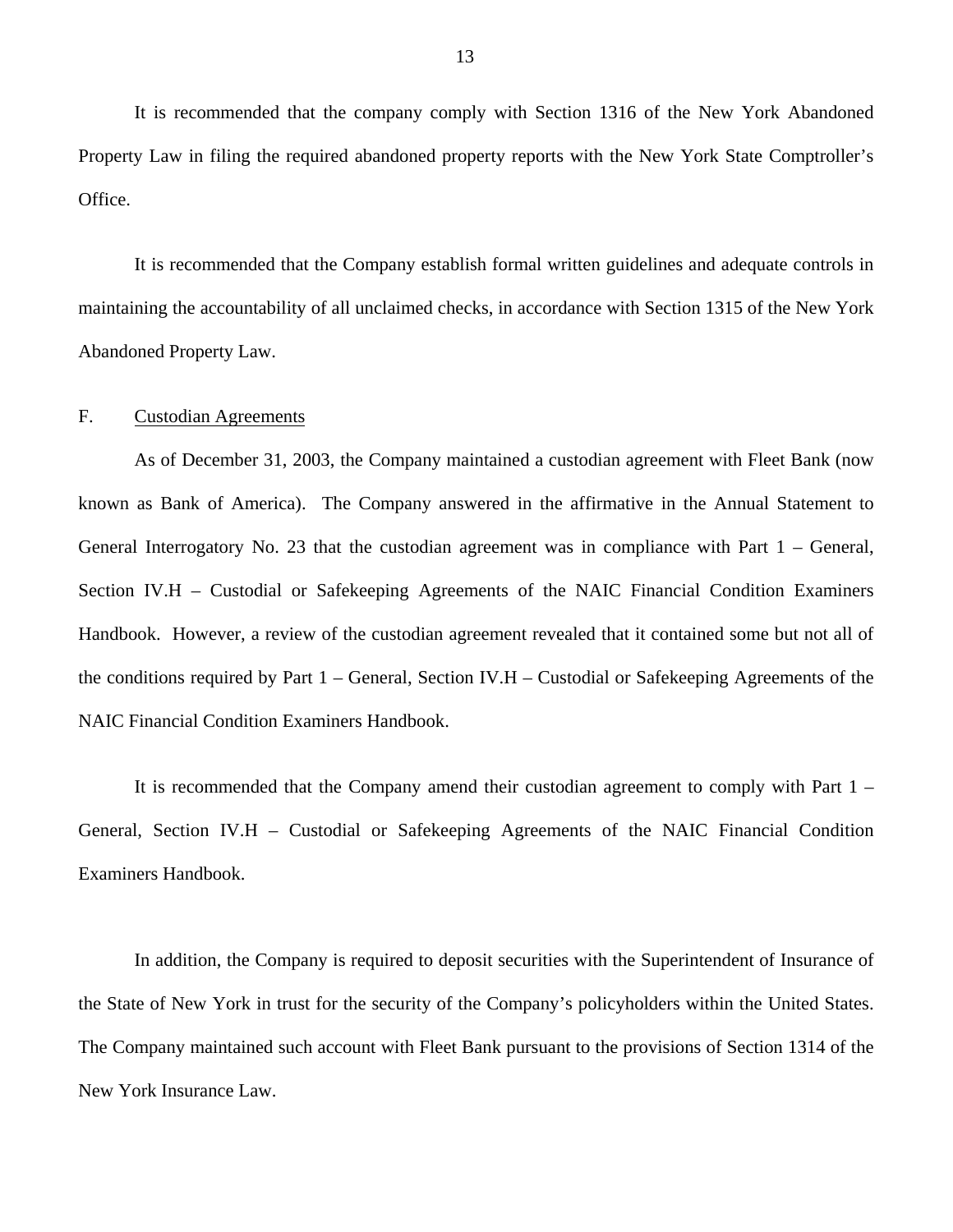It is recommended that the company comply with Section 1316 of the New York Abandoned Property Law in filing the required abandoned property reports with the New York State Comptroller's Office.

It is recommended that the Company establish formal written guidelines and adequate controls in maintaining the accountability of all unclaimed checks, in accordance with Section 1315 of the New York Abandoned Property Law.

F. Custodian Agreements

As of December 31, 2003, the Company maintained a custodian agreement with Fleet Bank (now known as Bank of America). The Company answered in the affirmative in the Annual Statement to General Interrogatory No. 23 that the custodian agreement was in compliance with Part 1 – General, Section IV.H – Custodial or Safekeeping Agreements of the NAIC Financial Condition Examiners Handbook. However, a review of the custodian agreement revealed that it contained some but not all of the conditions required by Part 1 – General, Section IV.H – Custodial or Safekeeping Agreements of the NAIC Financial Condition Examiners Handbook.

It is recommended that the Company amend their custodian agreement to comply with Part 1 – General, Section IV.H – Custodial or Safekeeping Agreements of the NAIC Financial Condition Examiners Handbook.

In addition, the Company is required to deposit securities with the Superintendent of Insurance of the State of New York in trust for the security of the Company's policyholders within the United States. The Company maintained such account with Fleet Bank pursuant to the provisions of Section 1314 of the New York Insurance Law.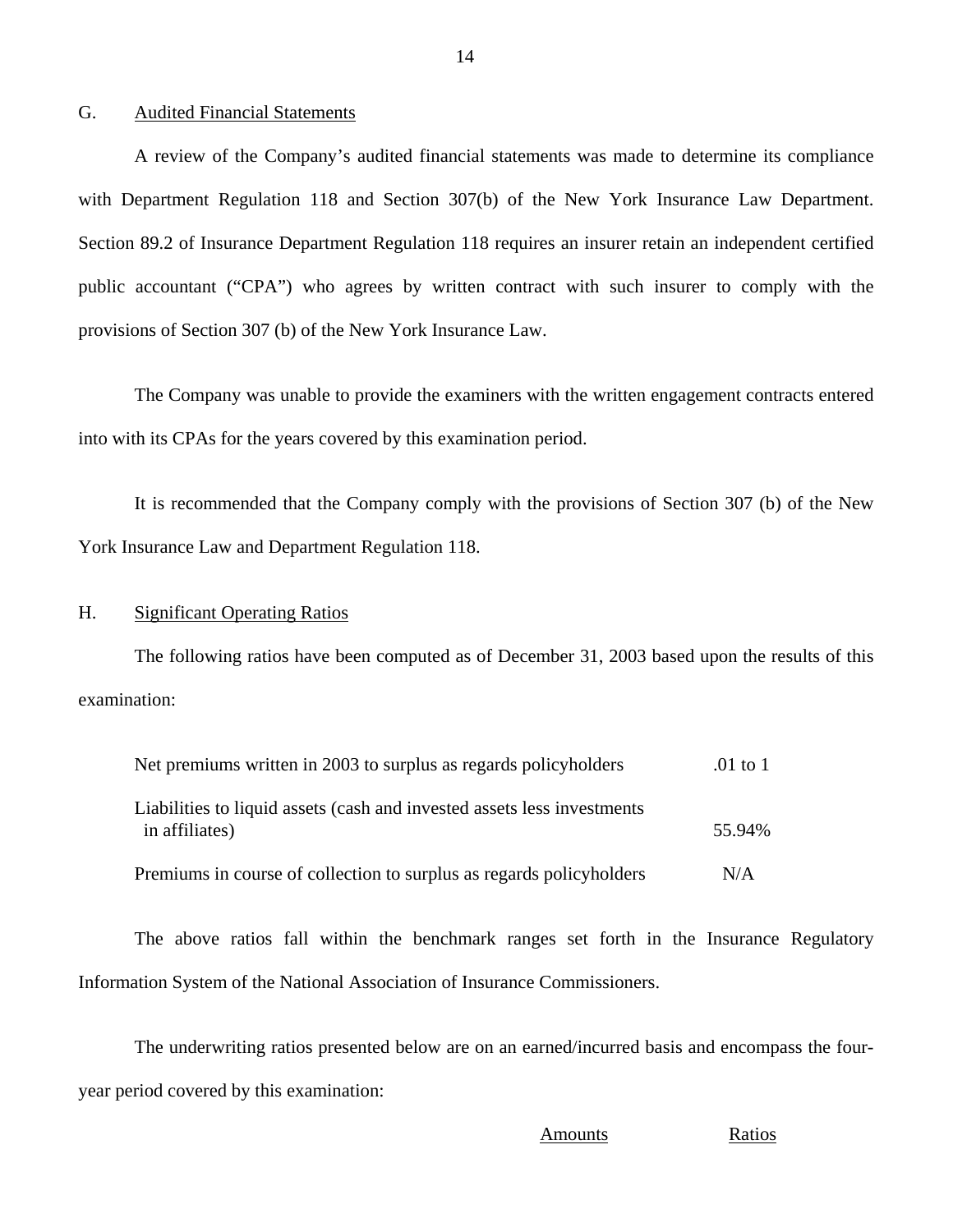## G. Audited Financial Statements

A review of the Company's audited financial statements was made to determine its compliance with Department Regulation 118 and Section 307(b) of the New York Insurance Law Department. Section 89.2 of Insurance Department Regulation 118 requires an insurer retain an independent certified public accountant ("CPA") who agrees by written contract with such insurer to comply with the provisions of Section 307 (b) of the New York Insurance Law.

The Company was unable to provide the examiners with the written engagement contracts entered into with its CPAs for the years covered by this examination period.

It is recommended that the Company comply with the provisions of Section 307 (b) of the New York Insurance Law and Department Regulation 118.

## H. Significant Operating Ratios

The following ratios have been computed as of December 31, 2003 based upon the results of this examination:

| | |
|---|---|
| Net premiums written in 2003 to surplus as regards policyholders | .01 to 1 |
| Liabilities to liquid assets (cash and invested assets less investments in affiliates) | 55.94% |
| Premiums in course of collection to surplus as regards policyholders | N/A |

The above ratios fall within the benchmark ranges set forth in the Insurance Regulatory Information System of the National Association of Insurance Commissioners.

The underwriting ratios presented below are on an earned/incurred basis and encompass the four-year period covered by this examination:

| | Amounts | Ratios |
|---|---|---|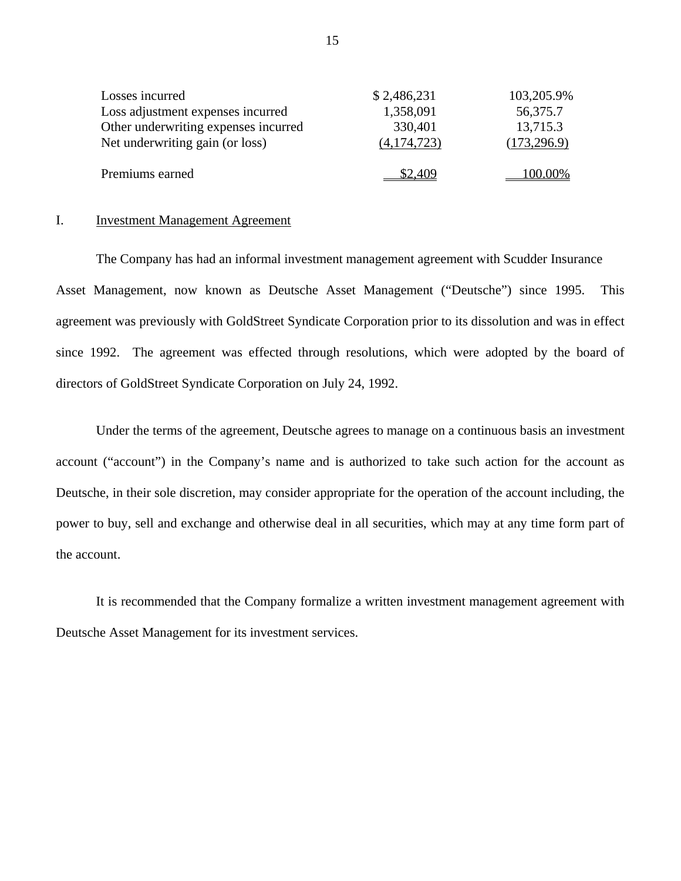| | | |
|---|---|---|
| Losses incurred | $ 2,486,231 | 103,205.9% |
| Loss adjustment expenses incurred | 1,358,091 | 56,375.7 |
| Other underwriting expenses incurred | 330,401 | 13,715.3 |
| Net underwriting gain (or loss) | (4,174,723) | (173,296.9) |
| Premiums earned | $2,409 | 100.00% |

I. Investment Management Agreement

The Company has had an informal investment management agreement with Scudder Insurance Asset Management, now known as Deutsche Asset Management ("Deutsche") since 1995. This agreement was previously with GoldStreet Syndicate Corporation prior to its dissolution and was in effect since 1992. The agreement was effected through resolutions, which were adopted by the board of directors of GoldStreet Syndicate Corporation on July 24, 1992.

Under the terms of the agreement, Deutsche agrees to manage on a continuous basis an investment account ("account") in the Company's name and is authorized to take such action for the account as Deutsche, in their sole discretion, may consider appropriate for the operation of the account including, the power to buy, sell and exchange and otherwise deal in all securities, which may at any time form part of the account.

It is recommended that the Company formalize a written investment management agreement with Deutsche Asset Management for its investment services.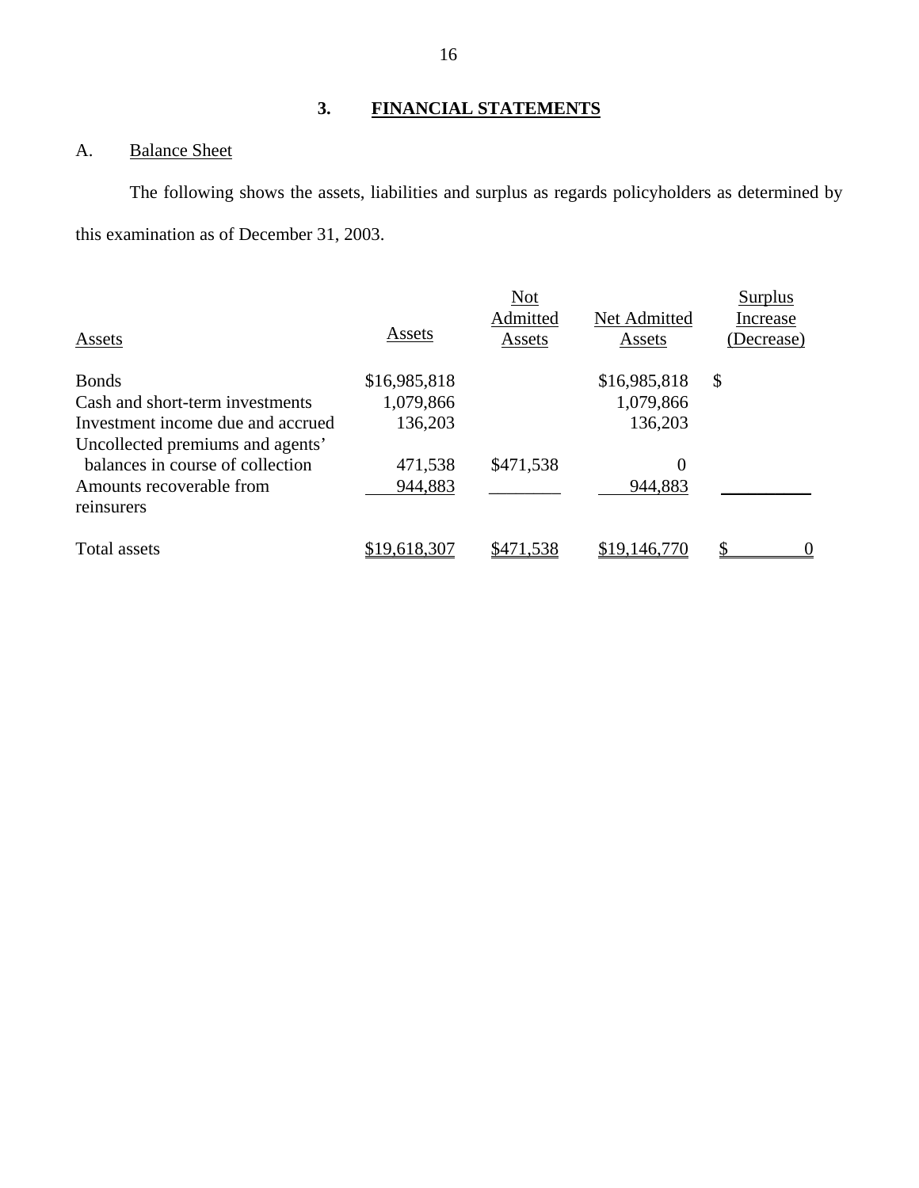## 3. FINANCIAL STATEMENTS

### A. Balance Sheet

The following shows the assets, liabilities and surplus as regards policyholders as determined by this examination as of December 31, 2003.

| Assets | Assets | Not Admitted Assets | Net Admitted Assets | Surplus Increase (Decrease) |
|---|---|---|---|---|
| Bonds | $16,985,818 | | $16,985,818 | $ |
| Cash and short-term investments | 1,079,866 | | 1,079,866 | |
| Investment income due and accrued | 136,203 | | 136,203 | |
| Uncollected premiums and agents' balances in course of collection | 471,538 | $471,538 | 0 | |
| Amounts recoverable from reinsurers | 944,883 | | 944,883 | |
| Total assets | $19,618,307 | $471,538 | $19,146,770 | $ 0 |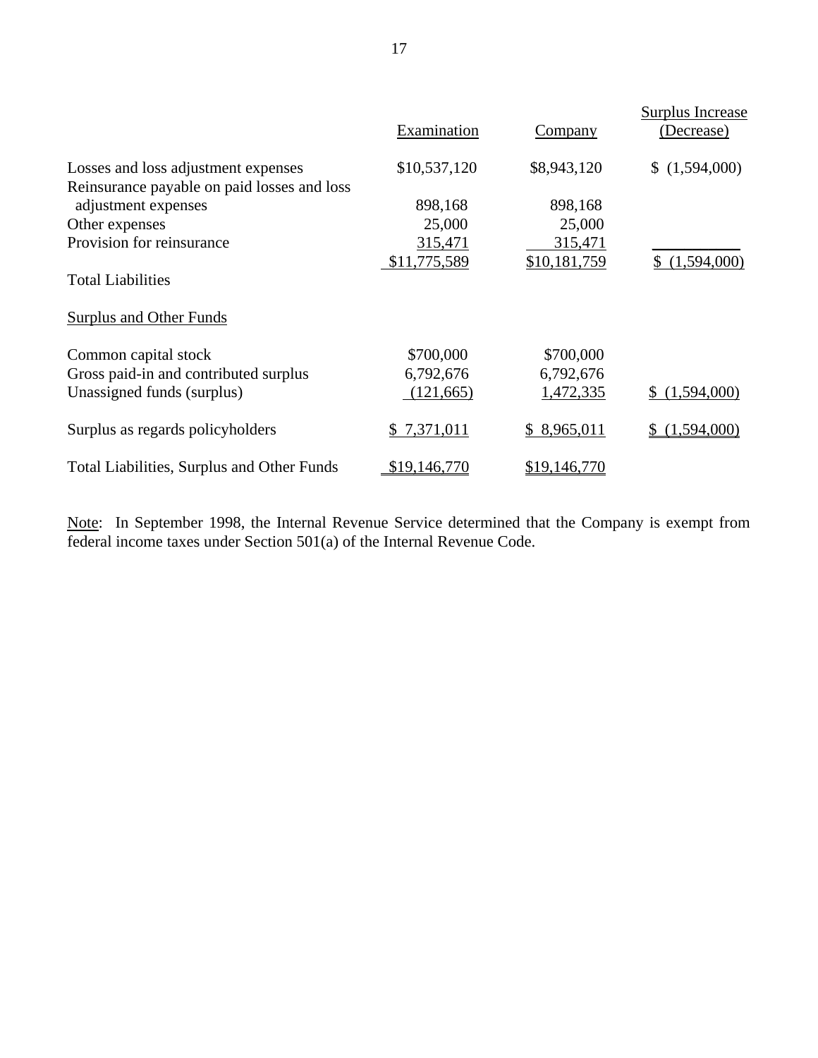| | Examination | Company | Surplus Increase (Decrease) |
|---|---|---|---|
| Losses and loss adjustment expenses | $10,537,120 | $8,943,120 | $ (1,594,000) |
| Reinsurance payable on paid losses and loss adjustment expenses | 898,168 | 898,168 | |
| Other expenses | 25,000 | 25,000 | |
| Provision for reinsurance | 315,471 | 315,471 | |
| Total Liabilities | $11,775,589 | $10,181,759 | $ (1,594,000) |
| Surplus and Other Funds | | | |
| Common capital stock | $700,000 | $700,000 | |
| Gross paid-in and contributed surplus | 6,792,676 | 6,792,676 | |
| Unassigned funds (surplus) | (121,665) | 1,472,335 | $ (1,594,000) |
| Surplus as regards policyholders | $ 7,371,011 | $ 8,965,011 | $ (1,594,000) |
| Total Liabilities, Surplus and Other Funds | $19,146,770 | $19,146,770 | |

Note: In September 1998, the Internal Revenue Service determined that the Company is exempt from federal income taxes under Section 501(a) of the Internal Revenue Code.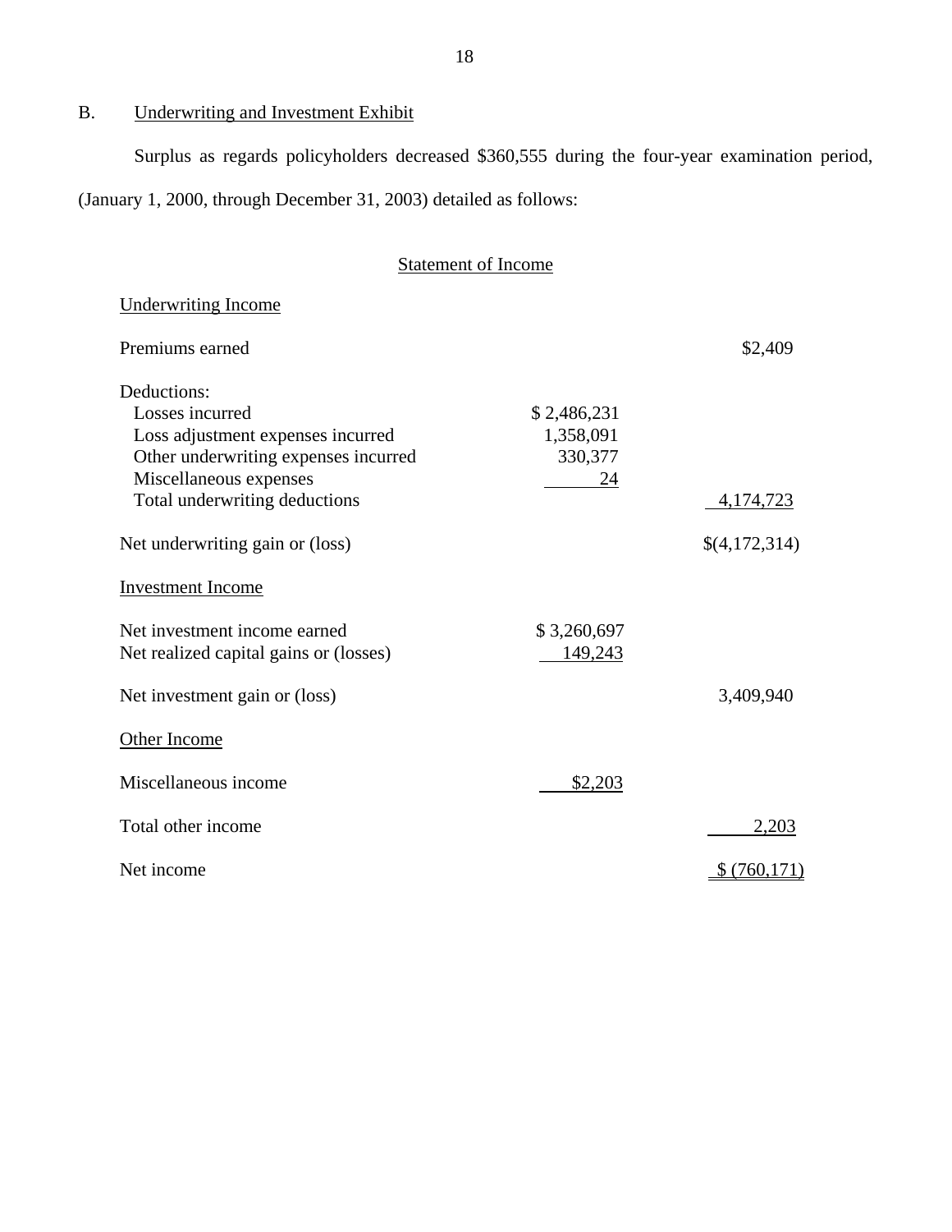B. Underwriting and Investment Exhibit

Surplus as regards policyholders decreased $360,555 during the four-year examination period, (January 1, 2000, through December 31, 2003) detailed as follows:

### Statement of Income

| | | |
|---|---|---|
| **Underwriting Income** | | |
| Premiums earned | | $2,409 |
| Deductions: | | |
| Losses incurred | $ 2,486,231 | |
| Loss adjustment expenses incurred | 1,358,091 | |
| Other underwriting expenses incurred | 330,377 | |
| Miscellaneous expenses | 24 | |
| Total underwriting deductions | | 4,174,723 |
| Net underwriting gain or (loss) | | $(4,172,314) |
| **Investment Income** | | |
| Net investment income earned | $ 3,260,697 | |
| Net realized capital gains or (losses) | 149,243 | |
| Net investment gain or (loss) | | 3,409,940 |
| **Other Income** | | |
| Miscellaneous income | $2,203 | |
| Total other income | | 2,203 |
| Net income | | $ (760,171) |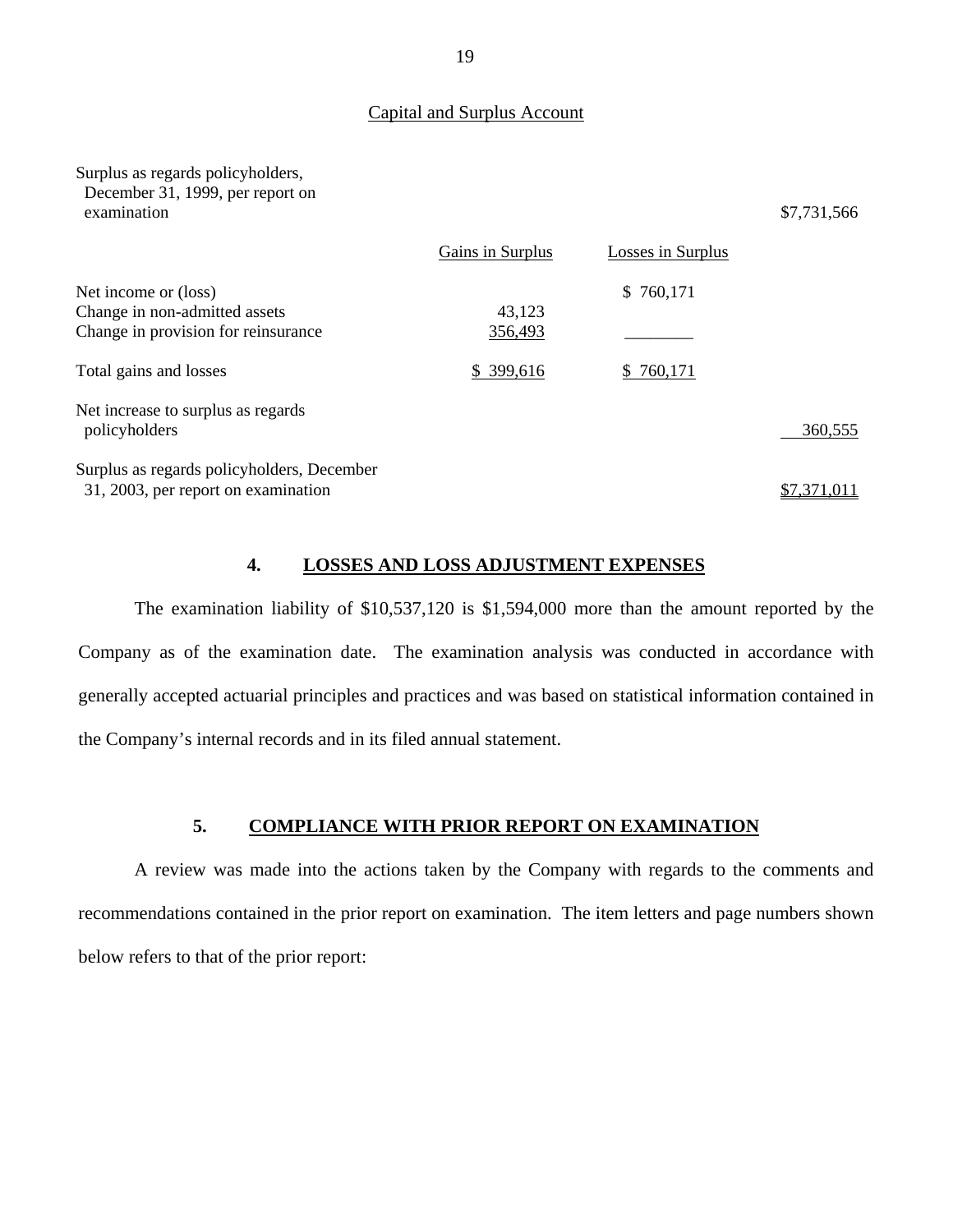## Capital and Surplus Account

| | Gains in Surplus | Losses in Surplus | |
|---|---|---|---|
| Surplus as regards policyholders, December 31, 1999, per report on examination | | | $7,731,566 |
| Net income or (loss) | | $ 760,171 | |
| Change in non-admitted assets | 43,123 | | |
| Change in provision for reinsurance | 356,493 | | |
| Total gains and losses | $ 399,616 | $ 760,171 | |
| Net increase to surplus as regards policyholders | | | 360,555 |
| Surplus as regards policyholders, December 31, 2003, per report on examination | | | $7,371,011 |

## 4. LOSSES AND LOSS ADJUSTMENT EXPENSES

The examination liability of $10,537,120 is $1,594,000 more than the amount reported by the Company as of the examination date. The examination analysis was conducted in accordance with generally accepted actuarial principles and practices and was based on statistical information contained in the Company's internal records and in its filed annual statement.

## 5. COMPLIANCE WITH PRIOR REPORT ON EXAMINATION

A review was made into the actions taken by the Company with regards to the comments and recommendations contained in the prior report on examination. The item letters and page numbers shown below refers to that of the prior report: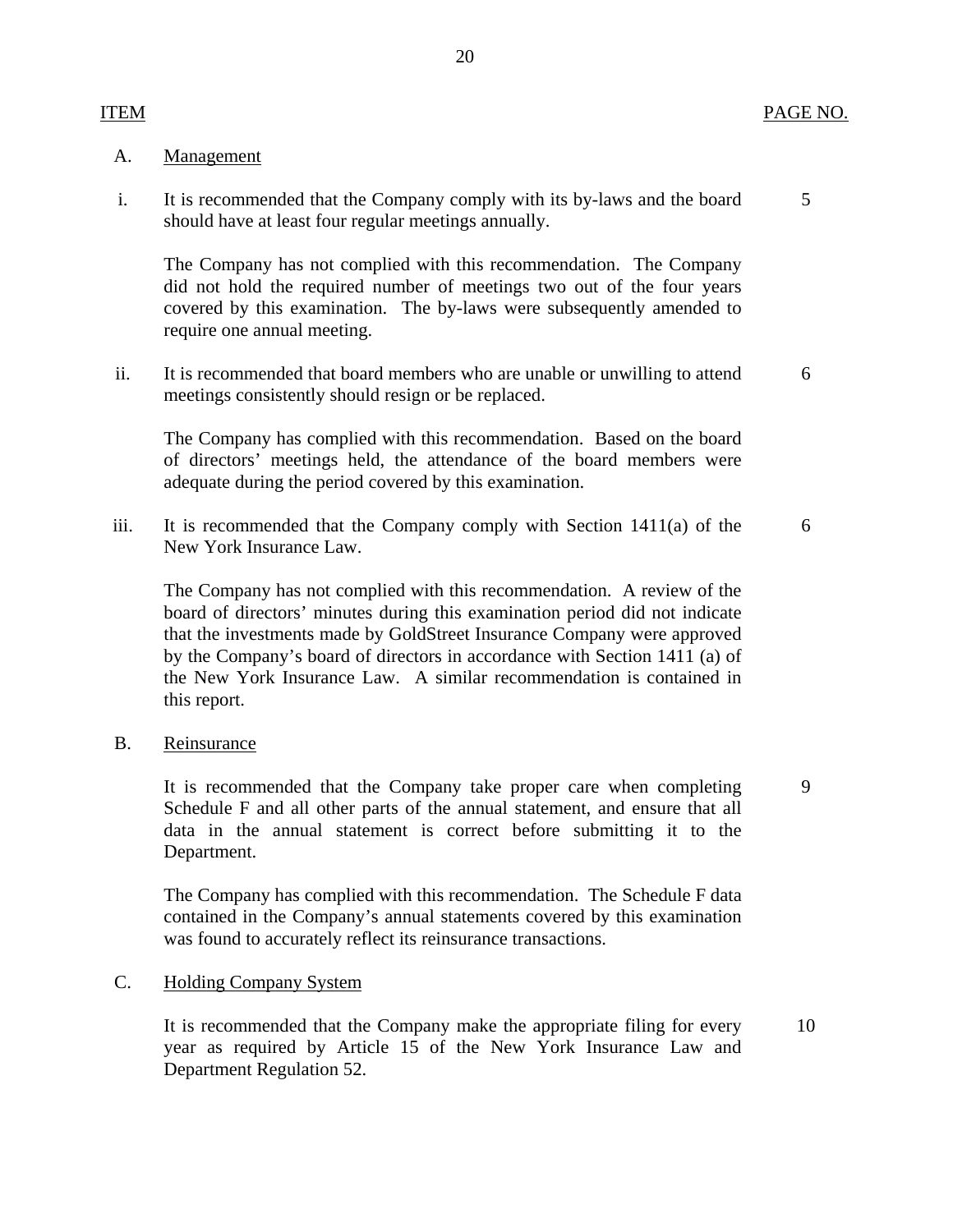| ITEM | | PAGE NO. |
|---|---|---|
| A. | Management | |
| i. | It is recommended that the Company comply with its by-laws and the board should have at least four regular meetings annually.<br><br>The Company has not complied with this recommendation. The Company did not hold the required number of meetings two out of the four years covered by this examination. The by-laws were subsequently amended to require one annual meeting. | 5 |
| ii. | It is recommended that board members who are unable or unwilling to attend meetings consistently should resign or be replaced.<br><br>The Company has complied with this recommendation. Based on the board of directors' meetings held, the attendance of the board members were adequate during the period covered by this examination. | 6 |
| iii. | It is recommended that the Company comply with Section 1411(a) of the New York Insurance Law.<br><br>The Company has not complied with this recommendation. A review of the board of directors' minutes during this examination period did not indicate that the investments made by GoldStreet Insurance Company were approved by the Company's board of directors in accordance with Section 1411 (a) of the New York Insurance Law. A similar recommendation is contained in this report. | 6 |
| B. | Reinsurance | |
| | It is recommended that the Company take proper care when completing Schedule F and all other parts of the annual statement, and ensure that all data in the annual statement is correct before submitting it to the Department.<br><br>The Company has complied with this recommendation. The Schedule F data contained in the Company's annual statements covered by this examination was found to accurately reflect its reinsurance transactions. | 9 |
| C. | Holding Company System | |
| | It is recommended that the Company make the appropriate filing for every year as required by Article 15 of the New York Insurance Law and Department Regulation 52. | 10 |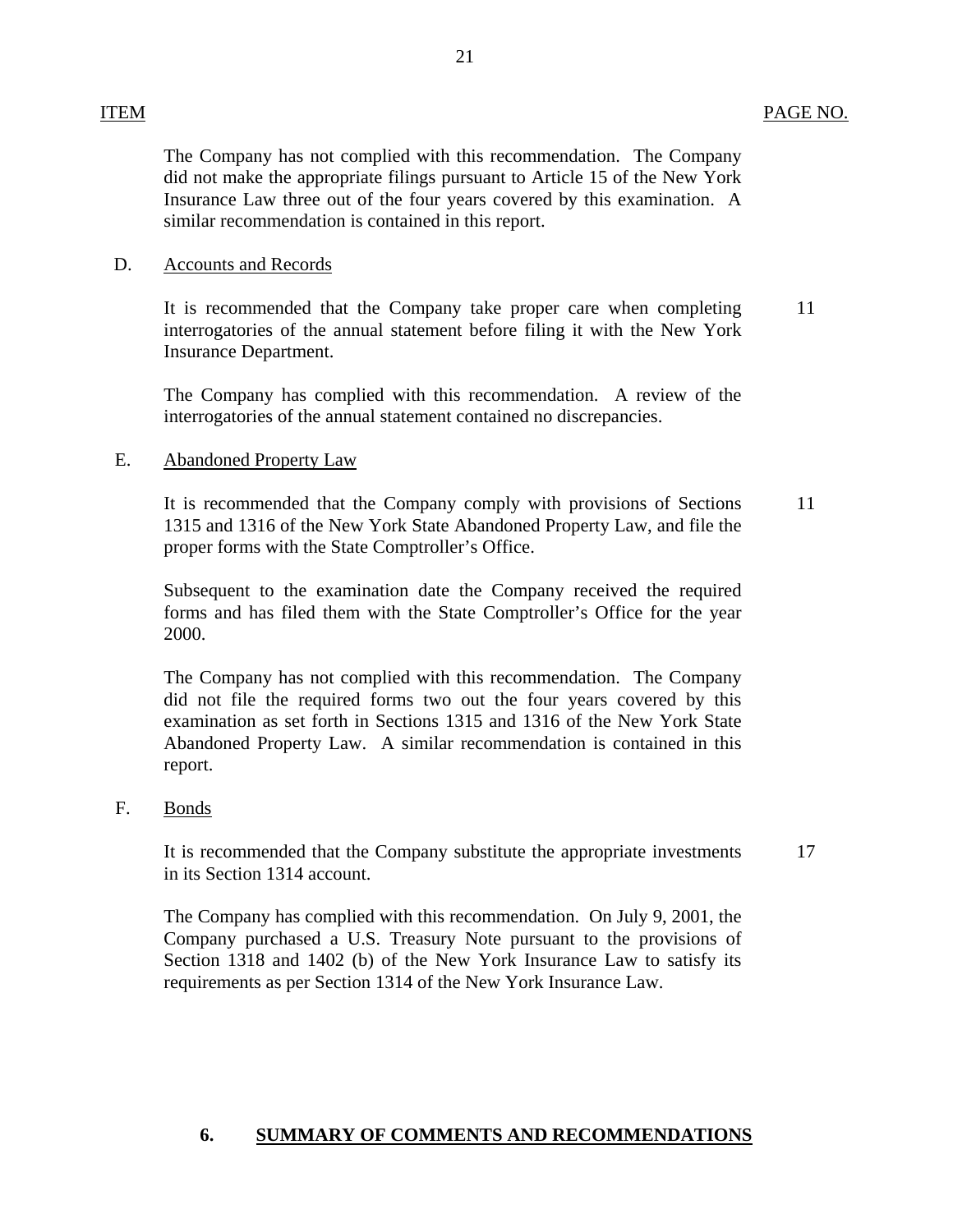ITEM PAGE NO.

The Company has not complied with this recommendation. The Company did not make the appropriate filings pursuant to Article 15 of the New York Insurance Law three out of the four years covered by this examination. A similar recommendation is contained in this report.

D. Accounts and Records

It is recommended that the Company take proper care when completing interrogatories of the annual statement before filing it with the New York Insurance Department. 11

The Company has complied with this recommendation. A review of the interrogatories of the annual statement contained no discrepancies.

E. Abandoned Property Law

It is recommended that the Company comply with provisions of Sections 1315 and 1316 of the New York State Abandoned Property Law, and file the proper forms with the State Comptroller's Office. 11

Subsequent to the examination date the Company received the required forms and has filed them with the State Comptroller's Office for the year 2000.

The Company has not complied with this recommendation. The Company did not file the required forms two out the four years covered by this examination as set forth in Sections 1315 and 1316 of the New York State Abandoned Property Law. A similar recommendation is contained in this report.

F. Bonds

It is recommended that the Company substitute the appropriate investments in its Section 1314 account. 17

The Company has complied with this recommendation. On July 9, 2001, the Company purchased a U.S. Treasury Note pursuant to the provisions of Section 1318 and 1402 (b) of the New York Insurance Law to satisfy its requirements as per Section 1314 of the New York Insurance Law.

## 6. SUMMARY OF COMMENTS AND RECOMMENDATIONS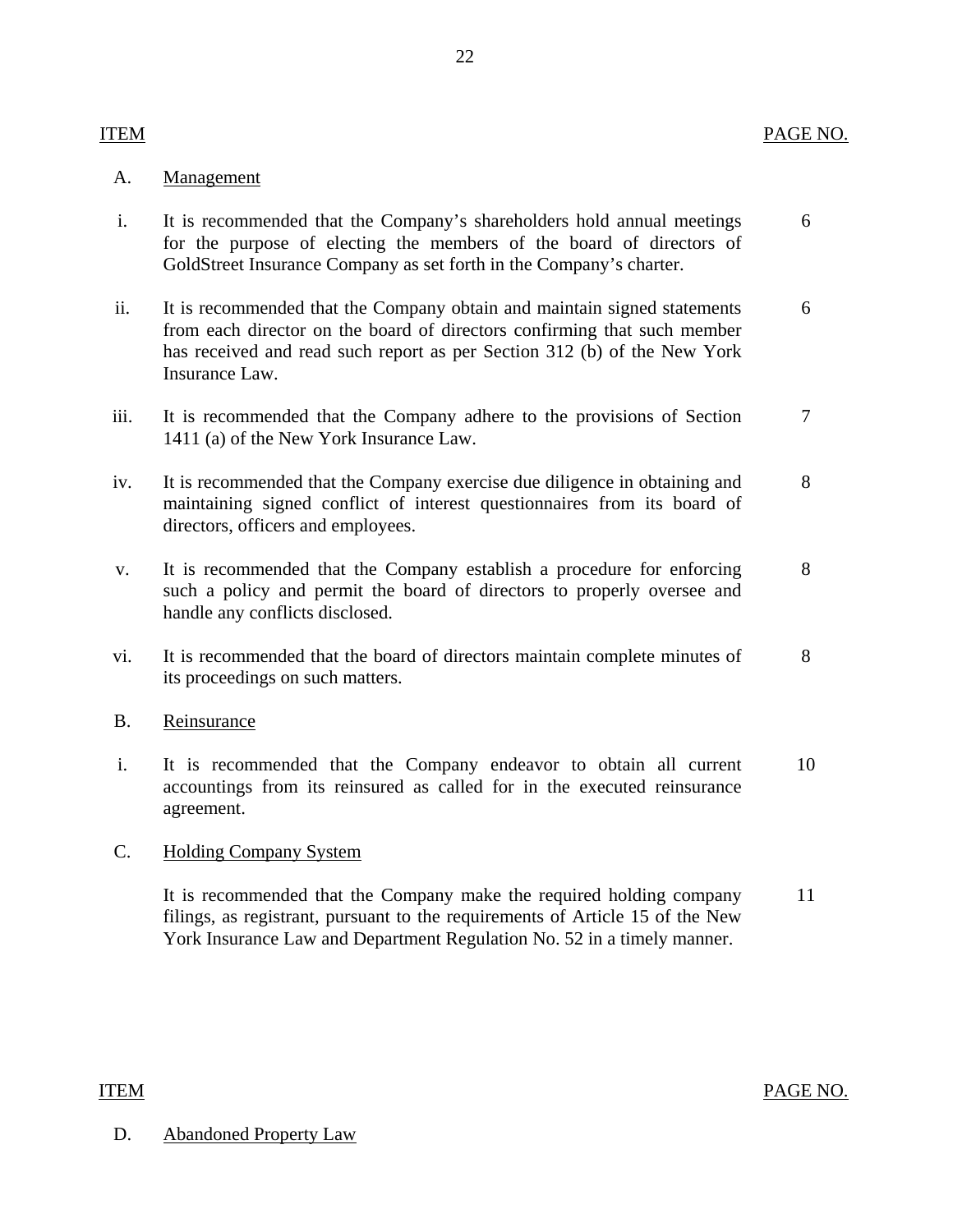| ITEM | | PAGE NO. |
|---|---|---|
| A. | Management | |
| i. | It is recommended that the Company's shareholders hold annual meetings for the purpose of electing the members of the board of directors of GoldStreet Insurance Company as set forth in the Company's charter. | 6 |
| ii. | It is recommended that the Company obtain and maintain signed statements from each director on the board of directors confirming that such member has received and read such report as per Section 312 (b) of the New York Insurance Law. | 6 |
| iii. | It is recommended that the Company adhere to the provisions of Section 1411 (a) of the New York Insurance Law. | 7 |
| iv. | It is recommended that the Company exercise due diligence in obtaining and maintaining signed conflict of interest questionnaires from its board of directors, officers and employees. | 8 |
| v. | It is recommended that the Company establish a procedure for enforcing such a policy and permit the board of directors to properly oversee and handle any conflicts disclosed. | 8 |
| vi. | It is recommended that the board of directors maintain complete minutes of its proceedings on such matters. | 8 |
| B. | Reinsurance | |
| i. | It is recommended that the Company endeavor to obtain all current accountings from its reinsured as called for in the executed reinsurance agreement. | 10 |
| C. | Holding Company System | |
| | It is recommended that the Company make the required holding company filings, as registrant, pursuant to the requirements of Article 15 of the New York Insurance Law and Department Regulation No. 52 in a timely manner. | 11 |

| ITEM | | PAGE NO. |
|---|---|---|
| D. | Abandoned Property Law | |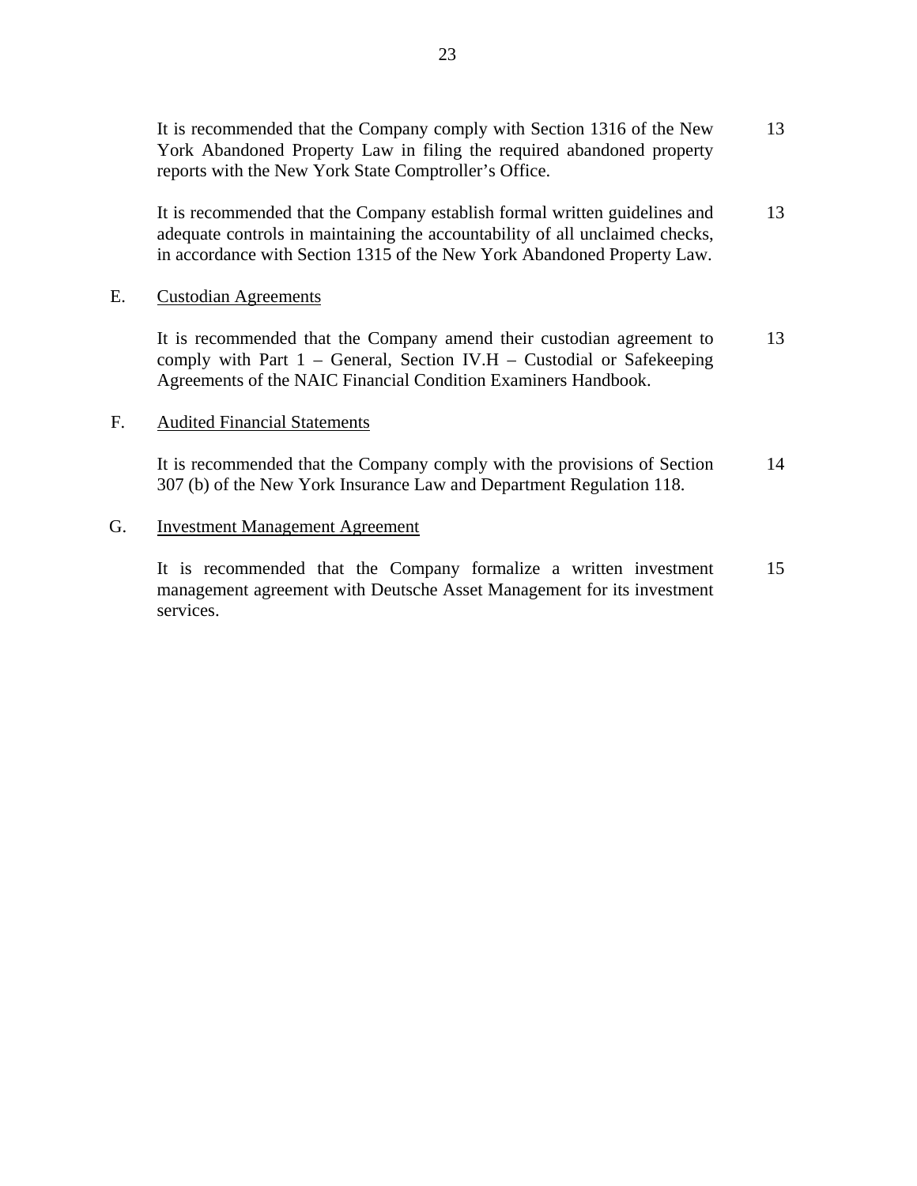It is recommended that the Company comply with Section 1316 of the New York Abandoned Property Law in filing the required abandoned property reports with the New York State Comptroller's Office. 13

It is recommended that the Company establish formal written guidelines and adequate controls in maintaining the accountability of all unclaimed checks, in accordance with Section 1315 of the New York Abandoned Property Law. 13

E. Custodian Agreements

It is recommended that the Company amend their custodian agreement to comply with Part 1 – General, Section IV.H – Custodial or Safekeeping Agreements of the NAIC Financial Condition Examiners Handbook. 13

F. Audited Financial Statements

It is recommended that the Company comply with the provisions of Section 307 (b) of the New York Insurance Law and Department Regulation 118. 14

G. Investment Management Agreement

It is recommended that the Company formalize a written investment management agreement with Deutsche Asset Management for its investment services. 15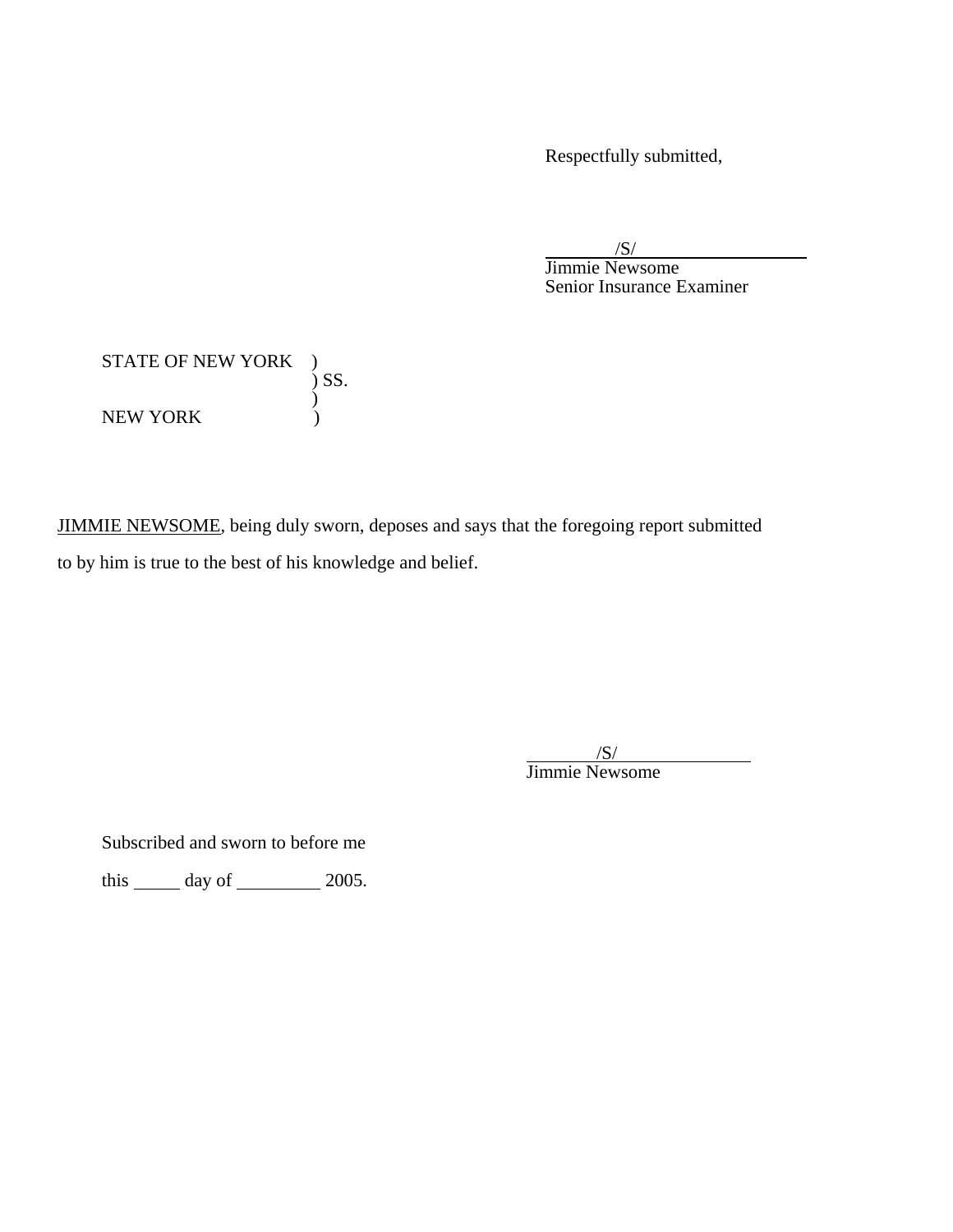Respectfully submitted,

/S/

Jimmie Newsome
Senior Insurance Examiner

STATE OF NEW YORK )
) SS.
)
NEW YORK )

JIMMIE NEWSOME, being duly sworn, deposes and says that the foregoing report submitted to by him is true to the best of his knowledge and belief.

/S/

Jimmie Newsome

Subscribed and sworn to before me

this _____ day of _________ 2005.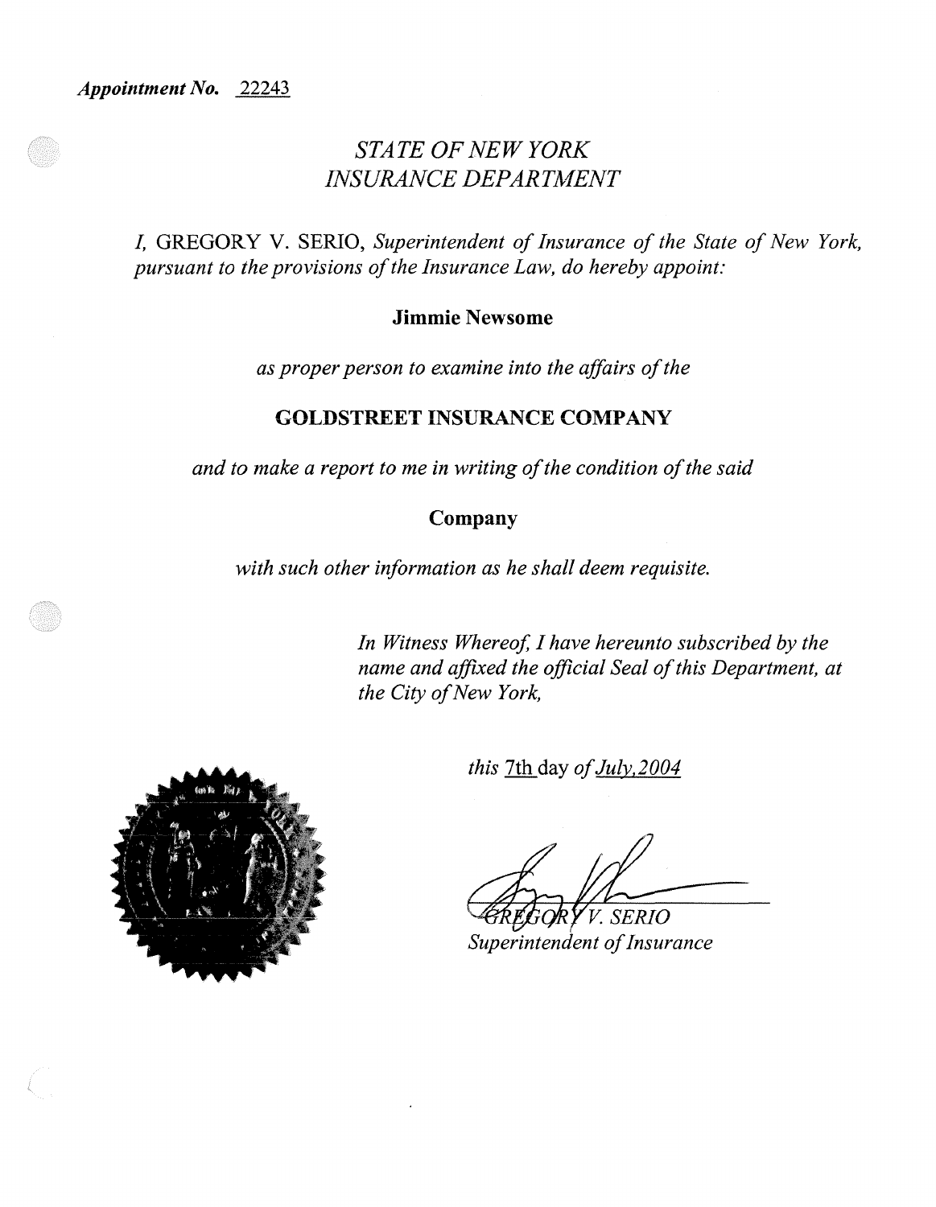*Appointment No.* 22243

## *STATE OF NEW YORK*
## *INSURANCE DEPARTMENT*

*I,* GREGORY V. SERIO, *Superintendent of Insurance of the State of New York, pursuant to the provisions of the Insurance Law, do hereby appoint:*

**Jimmie Newsome**

*as proper person to examine into the affairs of the*

**GOLDSTREET INSURANCE COMPANY**

*and to make a report to me in writing of the condition of the said*

**Company**

*with such other information as he shall deem requisite.*

*In Witness Whereof, I have hereunto subscribed by the name and affixed the official Seal of this Department, at the City of New York,*

*this* 7th day *of July, 2004*

GREGORY V. SERIO
*Superintendent of Insurance*